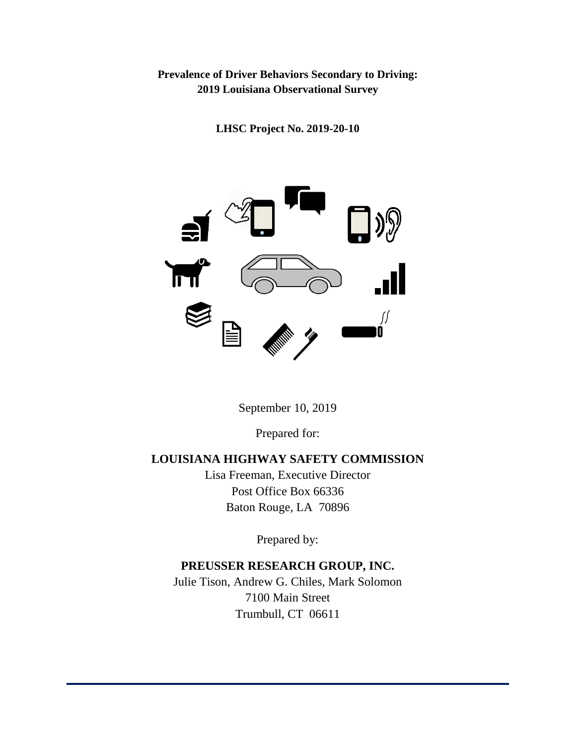# Prevalence of Driver Behaviors Secondary to Driving: 2019 Louisiana Observational Survey

**LHSC Project No. 2019-20-10**

September 10, 2019

Prepared for:

**LOUISIANA HIGHWAY SAFETY COMMISSION**

Lisa Freeman, Executive Director
Post Office Box 66336
Baton Rouge, LA 70896

Prepared by:

**PREUSSER RESEARCH GROUP, INC.**

Julie Tison, Andrew G. Chiles, Mark Solomon
7100 Main Street
Trumbull, CT 06611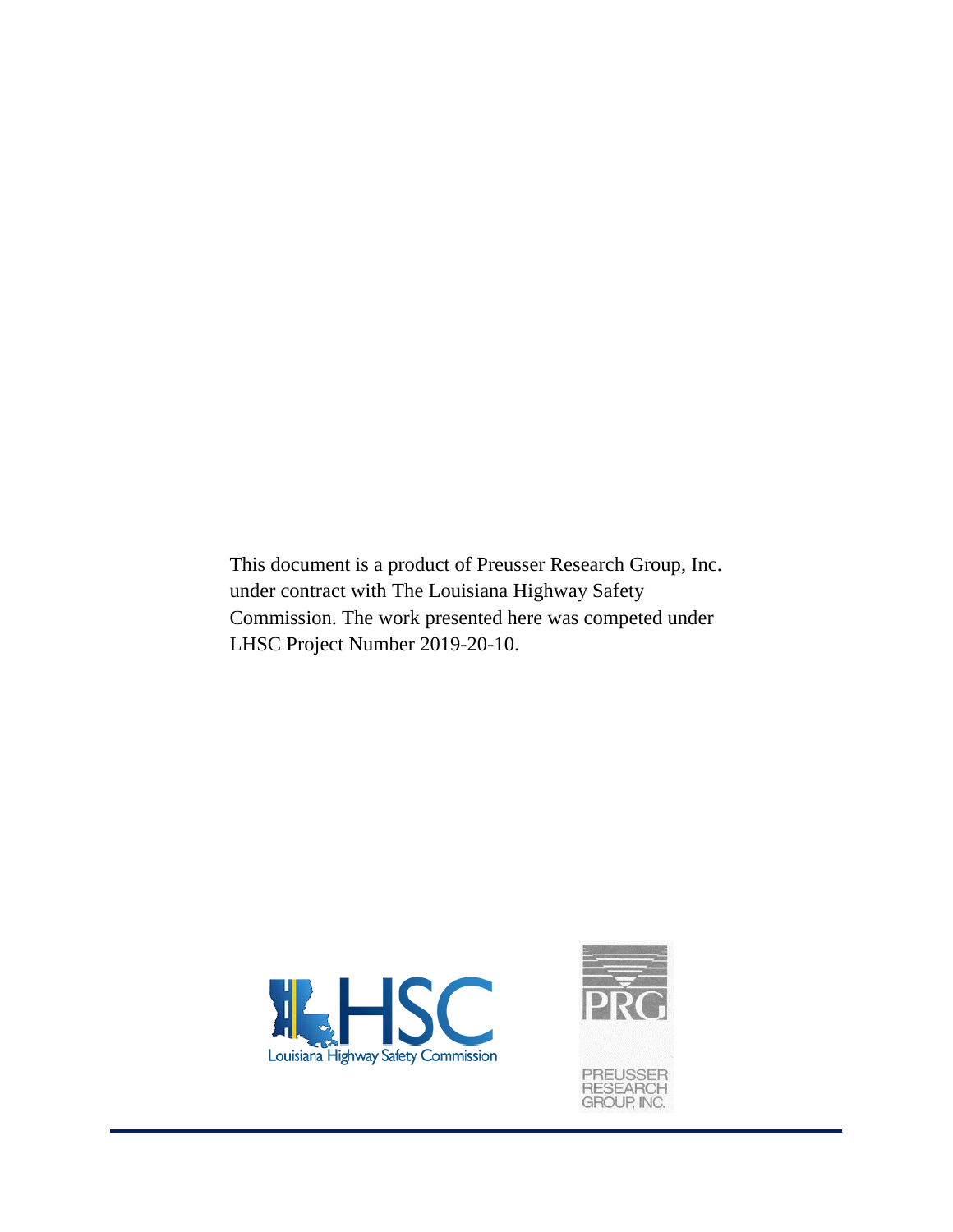This document is a product of Preusser Research Group, Inc. under contract with The Louisiana Highway Safety Commission. The work presented here was competed under LHSC Project Number 2019-20-10.

Louisiana Highway Safety Commission

PREUSSER RESEARCH GROUP, INC.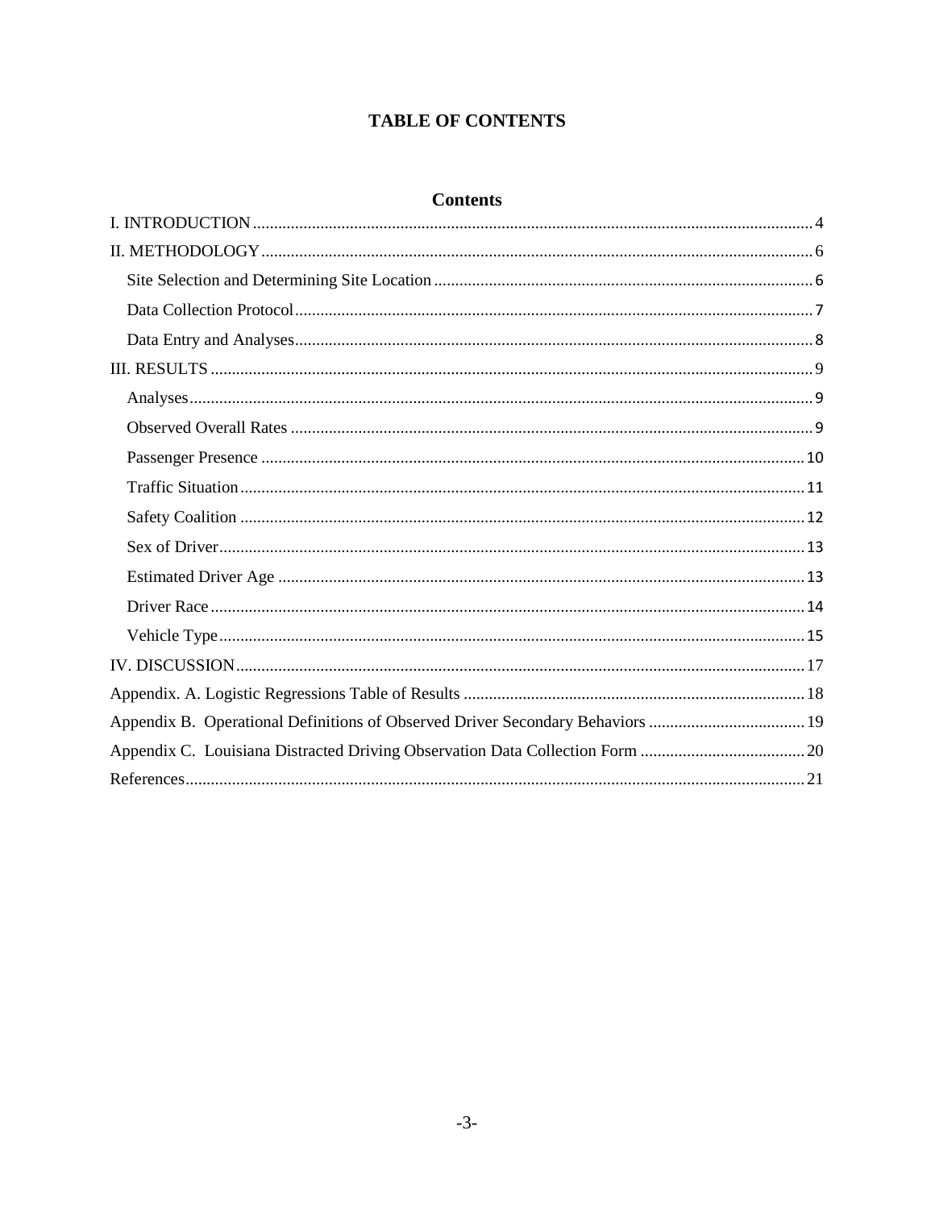# TABLE OF CONTENTS

## Contents

I. INTRODUCTION .......... 4

II. METHODOLOGY .......... 6

- Site Selection and Determining Site Location .......... 6
- Data Collection Protocol .......... 7
- Data Entry and Analyses .......... 8

III. RESULTS .......... 9

- Analyses .......... 9
- Observed Overall Rates .......... 9
- Passenger Presence .......... 10
- Traffic Situation .......... 11
- Safety Coalition .......... 12
- Sex of Driver .......... 13
- Estimated Driver Age .......... 13
- Driver Race .......... 14
- Vehicle Type .......... 15

IV. DISCUSSION .......... 17

Appendix. A. Logistic Regressions Table of Results .......... 18

Appendix B. Operational Definitions of Observed Driver Secondary Behaviors .......... 19

Appendix C. Louisiana Distracted Driving Observation Data Collection Form .......... 20

References .......... 21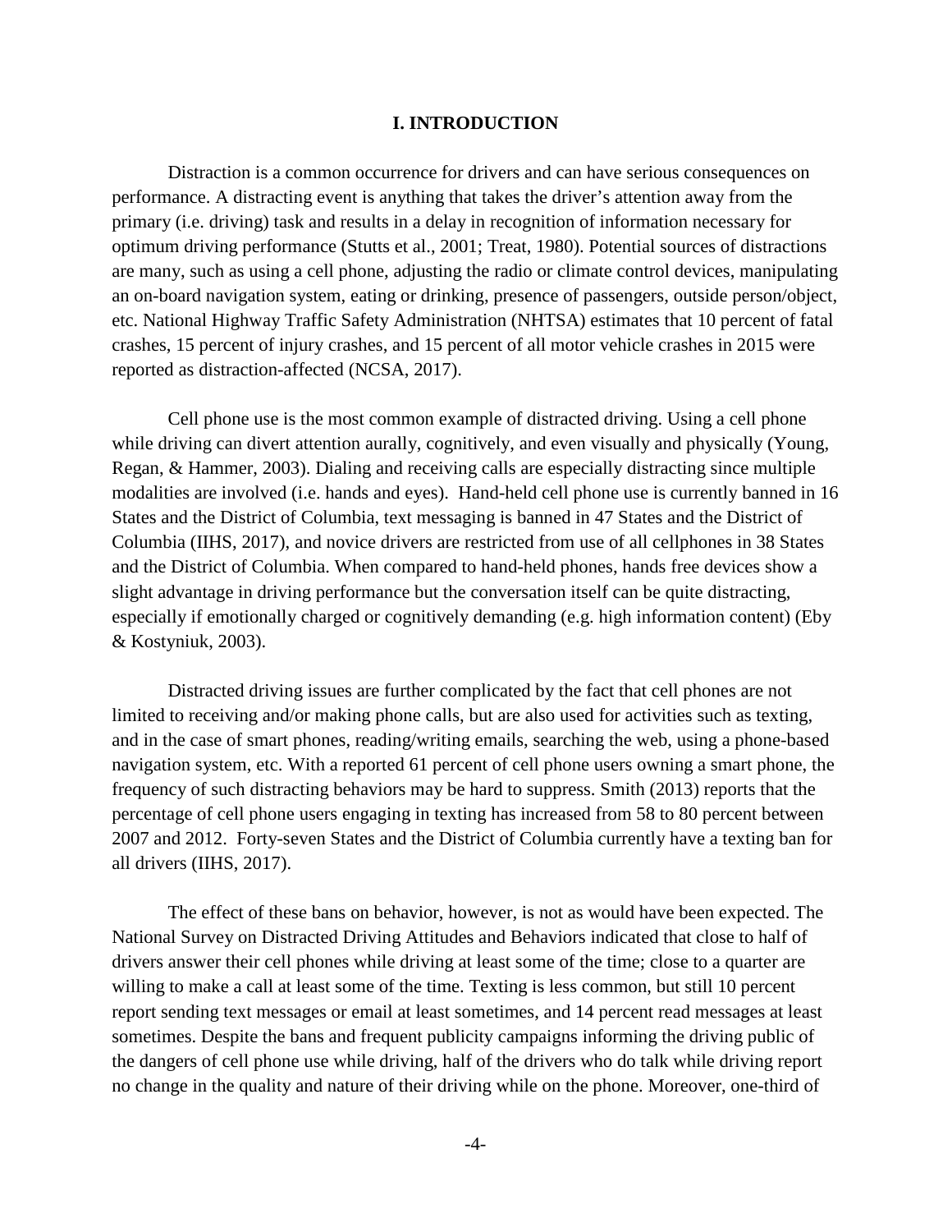# I. INTRODUCTION

Distraction is a common occurrence for drivers and can have serious consequences on performance. A distracting event is anything that takes the driver's attention away from the primary (i.e. driving) task and results in a delay in recognition of information necessary for optimum driving performance (Stutts et al., 2001; Treat, 1980). Potential sources of distractions are many, such as using a cell phone, adjusting the radio or climate control devices, manipulating an on-board navigation system, eating or drinking, presence of passengers, outside person/object, etc. National Highway Traffic Safety Administration (NHTSA) estimates that 10 percent of fatal crashes, 15 percent of injury crashes, and 15 percent of all motor vehicle crashes in 2015 were reported as distraction-affected (NCSA, 2017).

Cell phone use is the most common example of distracted driving. Using a cell phone while driving can divert attention aurally, cognitively, and even visually and physically (Young, Regan, & Hammer, 2003). Dialing and receiving calls are especially distracting since multiple modalities are involved (i.e. hands and eyes). Hand-held cell phone use is currently banned in 16 States and the District of Columbia, text messaging is banned in 47 States and the District of Columbia (IIHS, 2017), and novice drivers are restricted from use of all cellphones in 38 States and the District of Columbia. When compared to hand-held phones, hands free devices show a slight advantage in driving performance but the conversation itself can be quite distracting, especially if emotionally charged or cognitively demanding (e.g. high information content) (Eby & Kostyniuk, 2003).

Distracted driving issues are further complicated by the fact that cell phones are not limited to receiving and/or making phone calls, but are also used for activities such as texting, and in the case of smart phones, reading/writing emails, searching the web, using a phone-based navigation system, etc. With a reported 61 percent of cell phone users owning a smart phone, the frequency of such distracting behaviors may be hard to suppress. Smith (2013) reports that the percentage of cell phone users engaging in texting has increased from 58 to 80 percent between 2007 and 2012. Forty-seven States and the District of Columbia currently have a texting ban for all drivers (IIHS, 2017).

The effect of these bans on behavior, however, is not as would have been expected. The National Survey on Distracted Driving Attitudes and Behaviors indicated that close to half of drivers answer their cell phones while driving at least some of the time; close to a quarter are willing to make a call at least some of the time. Texting is less common, but still 10 percent report sending text messages or email at least sometimes, and 14 percent read messages at least sometimes. Despite the bans and frequent publicity campaigns informing the driving public of the dangers of cell phone use while driving, half of the drivers who do talk while driving report no change in the quality and nature of their driving while on the phone. Moreover, one-third of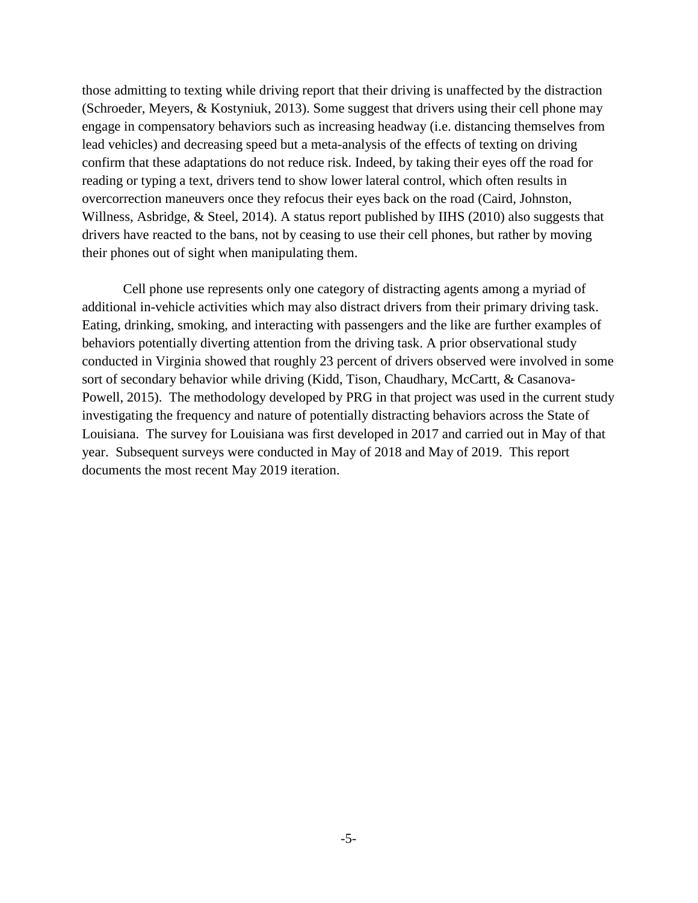those admitting to texting while driving report that their driving is unaffected by the distraction (Schroeder, Meyers, & Kostyniuk, 2013). Some suggest that drivers using their cell phone may engage in compensatory behaviors such as increasing headway (i.e. distancing themselves from lead vehicles) and decreasing speed but a meta-analysis of the effects of texting on driving confirm that these adaptations do not reduce risk. Indeed, by taking their eyes off the road for reading or typing a text, drivers tend to show lower lateral control, which often results in overcorrection maneuvers once they refocus their eyes back on the road (Caird, Johnston, Willness, Asbridge, & Steel, 2014). A status report published by IIHS (2010) also suggests that drivers have reacted to the bans, not by ceasing to use their cell phones, but rather by moving their phones out of sight when manipulating them.

Cell phone use represents only one category of distracting agents among a myriad of additional in-vehicle activities which may also distract drivers from their primary driving task. Eating, drinking, smoking, and interacting with passengers and the like are further examples of behaviors potentially diverting attention from the driving task. A prior observational study conducted in Virginia showed that roughly 23 percent of drivers observed were involved in some sort of secondary behavior while driving (Kidd, Tison, Chaudhary, McCartt, & Casanova-Powell, 2015). The methodology developed by PRG in that project was used in the current study investigating the frequency and nature of potentially distracting behaviors across the State of Louisiana. The survey for Louisiana was first developed in 2017 and carried out in May of that year. Subsequent surveys were conducted in May of 2018 and May of 2019. This report documents the most recent May 2019 iteration.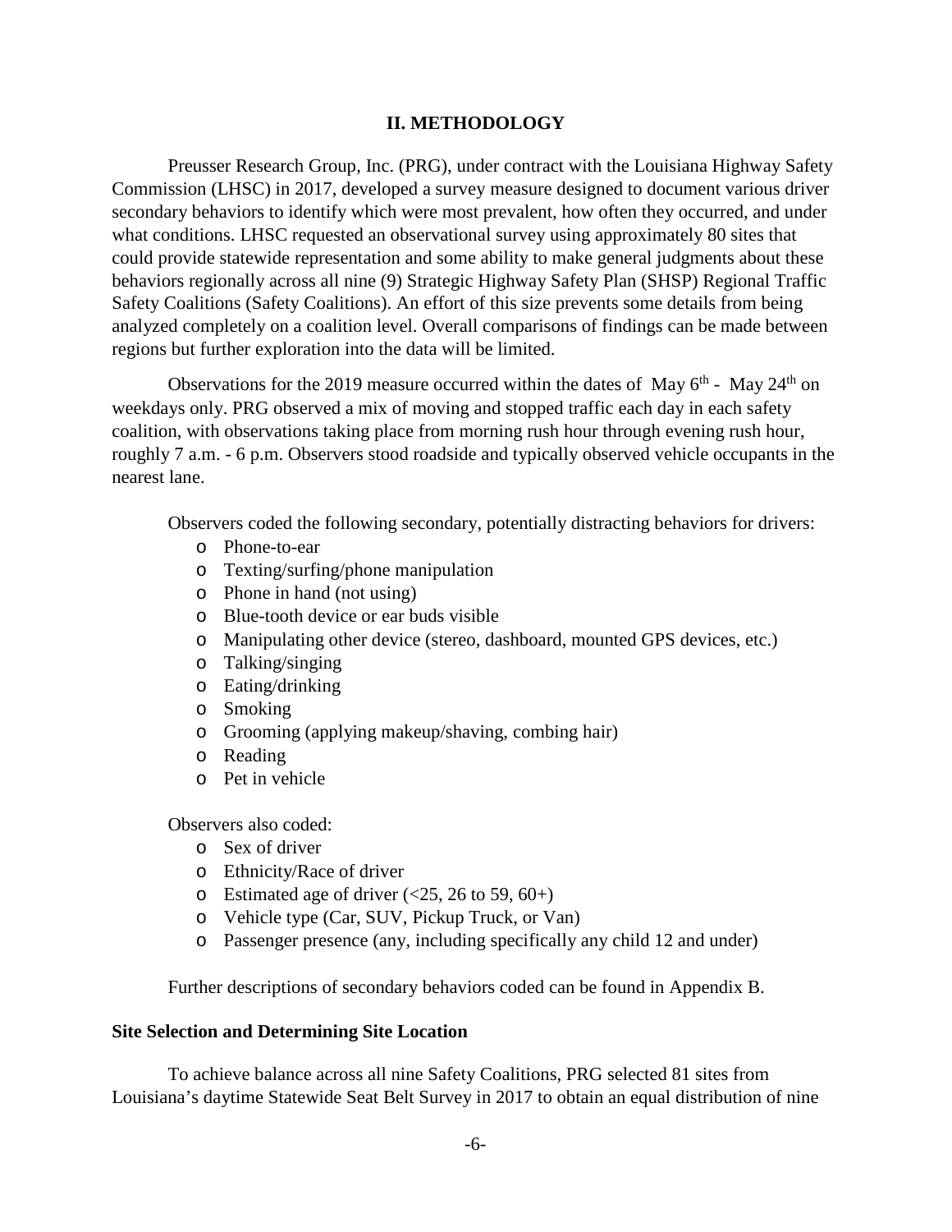## II. METHODOLOGY

Preusser Research Group, Inc. (PRG), under contract with the Louisiana Highway Safety Commission (LHSC) in 2017, developed a survey measure designed to document various driver secondary behaviors to identify which were most prevalent, how often they occurred, and under what conditions. LHSC requested an observational survey using approximately 80 sites that could provide statewide representation and some ability to make general judgments about these behaviors regionally across all nine (9) Strategic Highway Safety Plan (SHSP) Regional Traffic Safety Coalitions (Safety Coalitions). An effort of this size prevents some details from being analyzed completely on a coalition level. Overall comparisons of findings can be made between regions but further exploration into the data will be limited.

Observations for the 2019 measure occurred within the dates of May 6th - May 24th on weekdays only. PRG observed a mix of moving and stopped traffic each day in each safety coalition, with observations taking place from morning rush hour through evening rush hour, roughly 7 a.m. - 6 p.m. Observers stood roadside and typically observed vehicle occupants in the nearest lane.

Observers coded the following secondary, potentially distracting behaviors for drivers:

- Phone-to-ear
- Texting/surfing/phone manipulation
- Phone in hand (not using)
- Blue-tooth device or ear buds visible
- Manipulating other device (stereo, dashboard, mounted GPS devices, etc.)
- Talking/singing
- Eating/drinking
- Smoking
- Grooming (applying makeup/shaving, combing hair)
- Reading
- Pet in vehicle

Observers also coded:

- Sex of driver
- Ethnicity/Race of driver
- Estimated age of driver (<25, 26 to 59, 60+)
- Vehicle type (Car, SUV, Pickup Truck, or Van)
- Passenger presence (any, including specifically any child 12 and under)

Further descriptions of secondary behaviors coded can be found in Appendix B.

### Site Selection and Determining Site Location

To achieve balance across all nine Safety Coalitions, PRG selected 81 sites from Louisiana's daytime Statewide Seat Belt Survey in 2017 to obtain an equal distribution of nine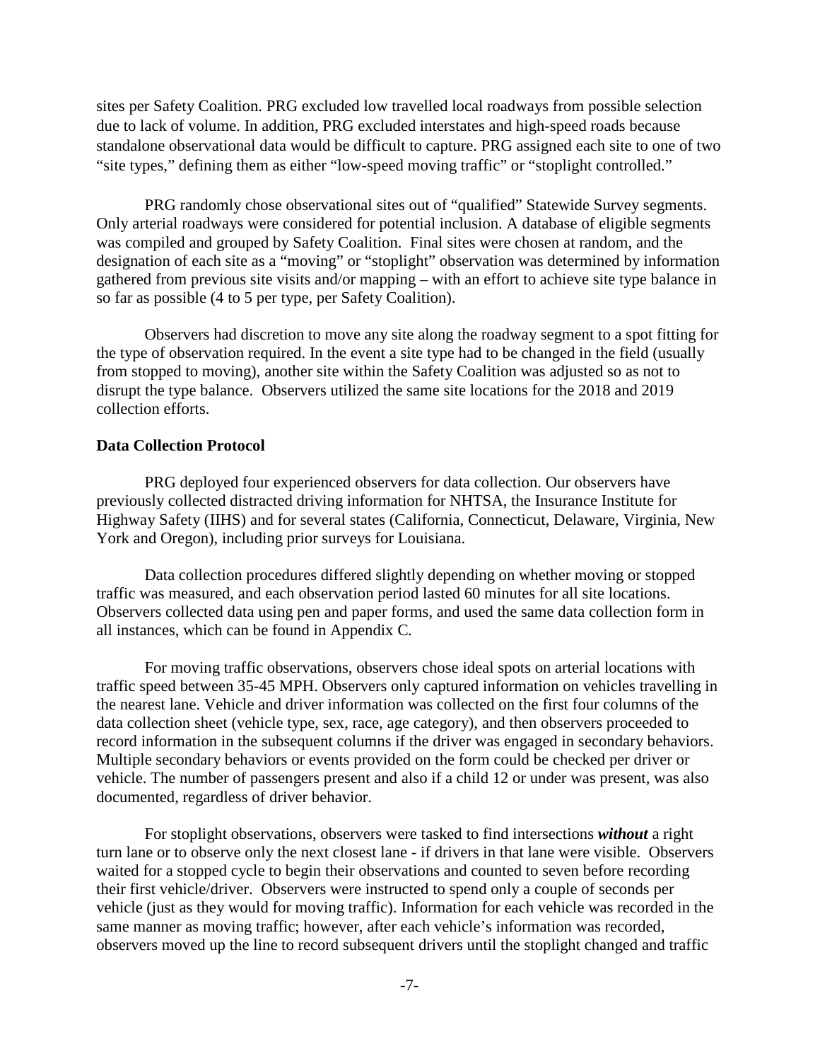sites per Safety Coalition. PRG excluded low travelled local roadways from possible selection due to lack of volume. In addition, PRG excluded interstates and high-speed roads because standalone observational data would be difficult to capture. PRG assigned each site to one of two "site types," defining them as either "low-speed moving traffic" or "stoplight controlled."

PRG randomly chose observational sites out of "qualified" Statewide Survey segments. Only arterial roadways were considered for potential inclusion. A database of eligible segments was compiled and grouped by Safety Coalition. Final sites were chosen at random, and the designation of each site as a "moving" or "stoplight" observation was determined by information gathered from previous site visits and/or mapping – with an effort to achieve site type balance in so far as possible (4 to 5 per type, per Safety Coalition).

Observers had discretion to move any site along the roadway segment to a spot fitting for the type of observation required. In the event a site type had to be changed in the field (usually from stopped to moving), another site within the Safety Coalition was adjusted so as not to disrupt the type balance. Observers utilized the same site locations for the 2018 and 2019 collection efforts.

**Data Collection Protocol**

PRG deployed four experienced observers for data collection. Our observers have previously collected distracted driving information for NHTSA, the Insurance Institute for Highway Safety (IIHS) and for several states (California, Connecticut, Delaware, Virginia, New York and Oregon), including prior surveys for Louisiana.

Data collection procedures differed slightly depending on whether moving or stopped traffic was measured, and each observation period lasted 60 minutes for all site locations. Observers collected data using pen and paper forms, and used the same data collection form in all instances, which can be found in Appendix C.

For moving traffic observations, observers chose ideal spots on arterial locations with traffic speed between 35-45 MPH. Observers only captured information on vehicles travelling in the nearest lane. Vehicle and driver information was collected on the first four columns of the data collection sheet (vehicle type, sex, race, age category), and then observers proceeded to record information in the subsequent columns if the driver was engaged in secondary behaviors. Multiple secondary behaviors or events provided on the form could be checked per driver or vehicle. The number of passengers present and also if a child 12 or under was present, was also documented, regardless of driver behavior.

For stoplight observations, observers were tasked to find intersections ***without*** a right turn lane or to observe only the next closest lane - if drivers in that lane were visible. Observers waited for a stopped cycle to begin their observations and counted to seven before recording their first vehicle/driver. Observers were instructed to spend only a couple of seconds per vehicle (just as they would for moving traffic). Information for each vehicle was recorded in the same manner as moving traffic; however, after each vehicle's information was recorded, observers moved up the line to record subsequent drivers until the stoplight changed and traffic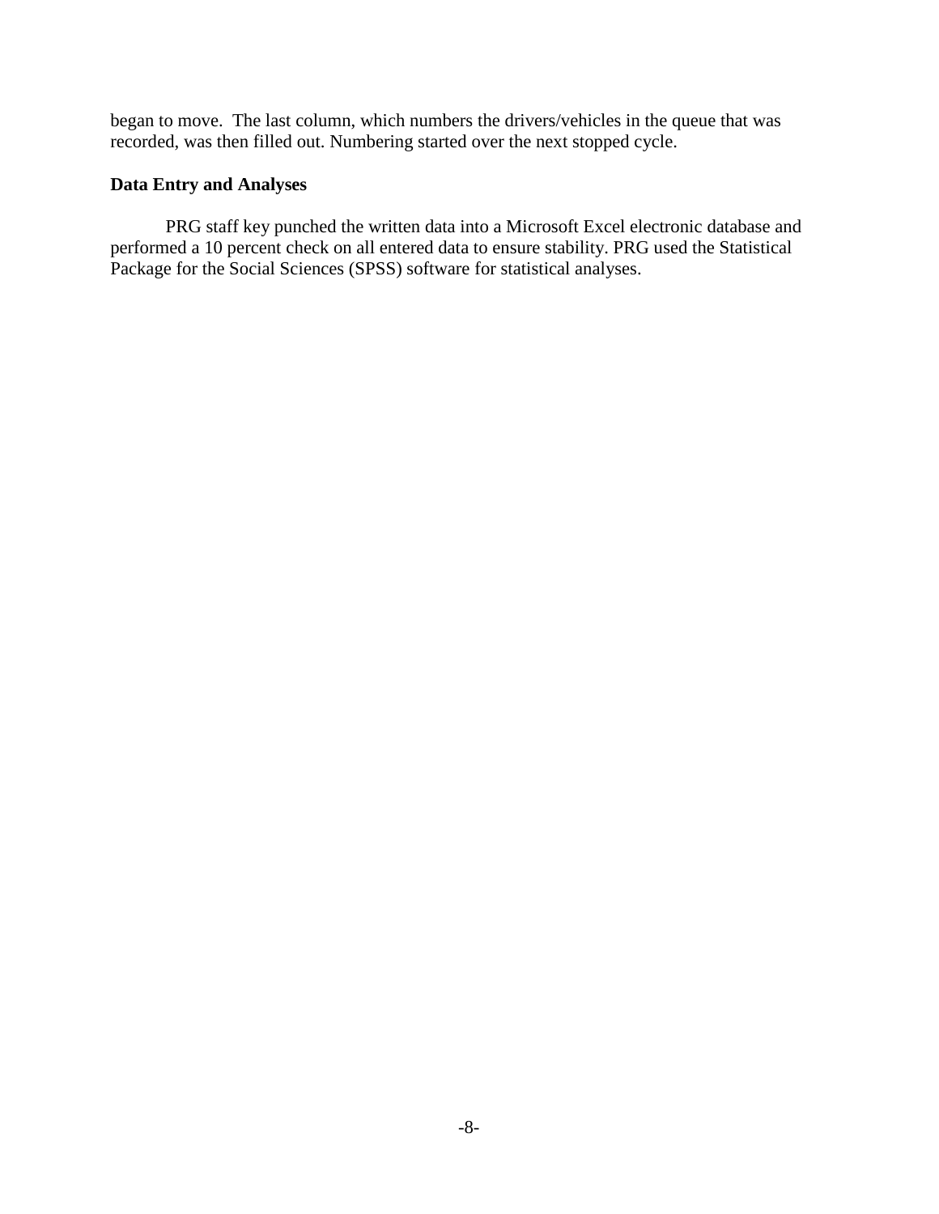began to move. The last column, which numbers the drivers/vehicles in the queue that was recorded, was then filled out. Numbering started over the next stopped cycle.

**Data Entry and Analyses**

PRG staff key punched the written data into a Microsoft Excel electronic database and performed a 10 percent check on all entered data to ensure stability. PRG used the Statistical Package for the Social Sciences (SPSS) software for statistical analyses.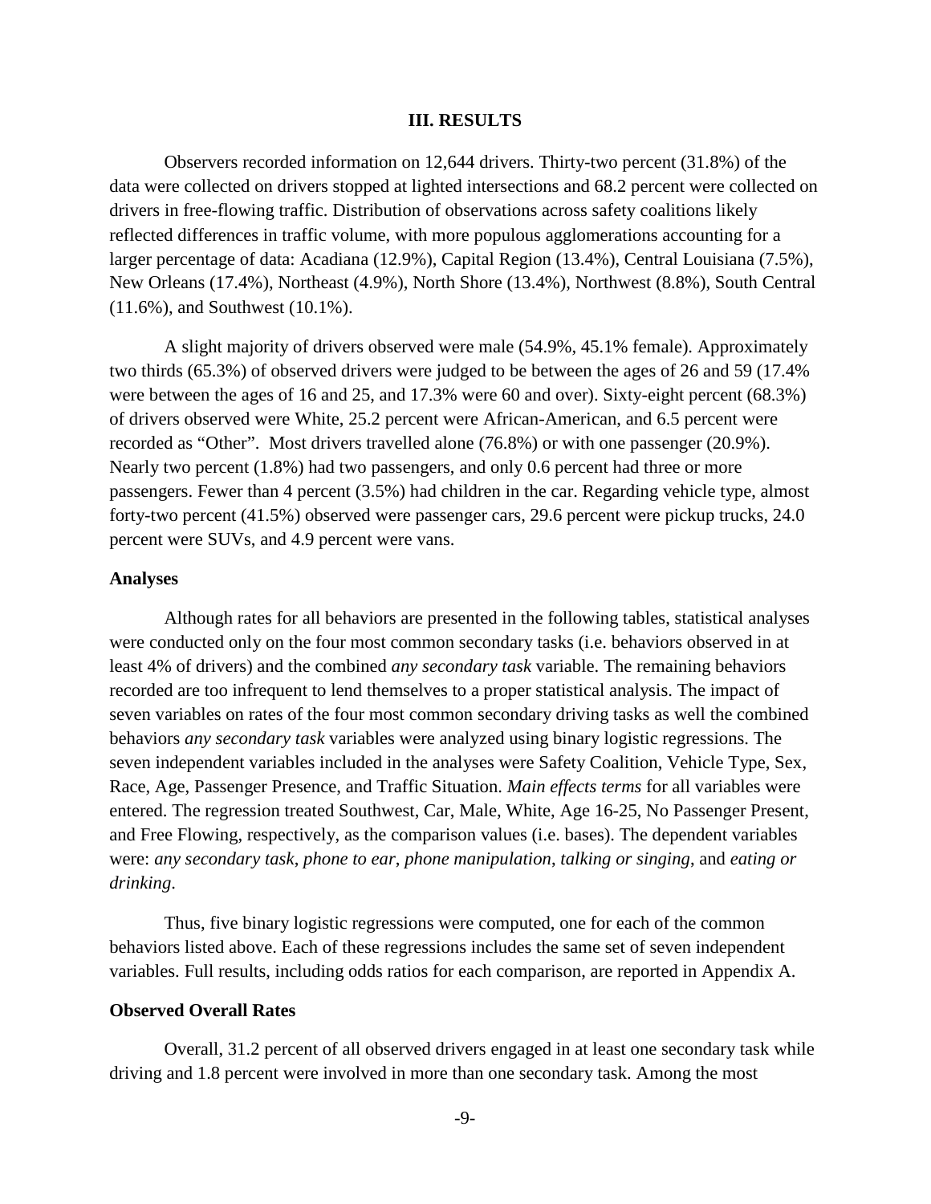## III. RESULTS

Observers recorded information on 12,644 drivers. Thirty-two percent (31.8%) of the data were collected on drivers stopped at lighted intersections and 68.2 percent were collected on drivers in free-flowing traffic. Distribution of observations across safety coalitions likely reflected differences in traffic volume, with more populous agglomerations accounting for a larger percentage of data: Acadiana (12.9%), Capital Region (13.4%), Central Louisiana (7.5%), New Orleans (17.4%), Northeast (4.9%), North Shore (13.4%), Northwest (8.8%), South Central (11.6%), and Southwest (10.1%).

A slight majority of drivers observed were male (54.9%, 45.1% female). Approximately two thirds (65.3%) of observed drivers were judged to be between the ages of 26 and 59 (17.4% were between the ages of 16 and 25, and 17.3% were 60 and over). Sixty-eight percent (68.3%) of drivers observed were White, 25.2 percent were African-American, and 6.5 percent were recorded as "Other". Most drivers travelled alone (76.8%) or with one passenger (20.9%). Nearly two percent (1.8%) had two passengers, and only 0.6 percent had three or more passengers. Fewer than 4 percent (3.5%) had children in the car. Regarding vehicle type, almost forty-two percent (41.5%) observed were passenger cars, 29.6 percent were pickup trucks, 24.0 percent were SUVs, and 4.9 percent were vans.

### Analyses

Although rates for all behaviors are presented in the following tables, statistical analyses were conducted only on the four most common secondary tasks (i.e. behaviors observed in at least 4% of drivers) and the combined *any secondary task* variable. The remaining behaviors recorded are too infrequent to lend themselves to a proper statistical analysis. The impact of seven variables on rates of the four most common secondary driving tasks as well the combined behaviors *any secondary task* variables were analyzed using binary logistic regressions. The seven independent variables included in the analyses were Safety Coalition, Vehicle Type, Sex, Race, Age, Passenger Presence, and Traffic Situation. *Main effects terms* for all variables were entered. The regression treated Southwest, Car, Male, White, Age 16-25, No Passenger Present, and Free Flowing, respectively, as the comparison values (i.e. bases). The dependent variables were: *any secondary task*, *phone to ear*, *phone manipulation*, *talking or singing*, and *eating or drinking*.

Thus, five binary logistic regressions were computed, one for each of the common behaviors listed above. Each of these regressions includes the same set of seven independent variables. Full results, including odds ratios for each comparison, are reported in Appendix A.

### Observed Overall Rates

Overall, 31.2 percent of all observed drivers engaged in at least one secondary task while driving and 1.8 percent were involved in more than one secondary task. Among the most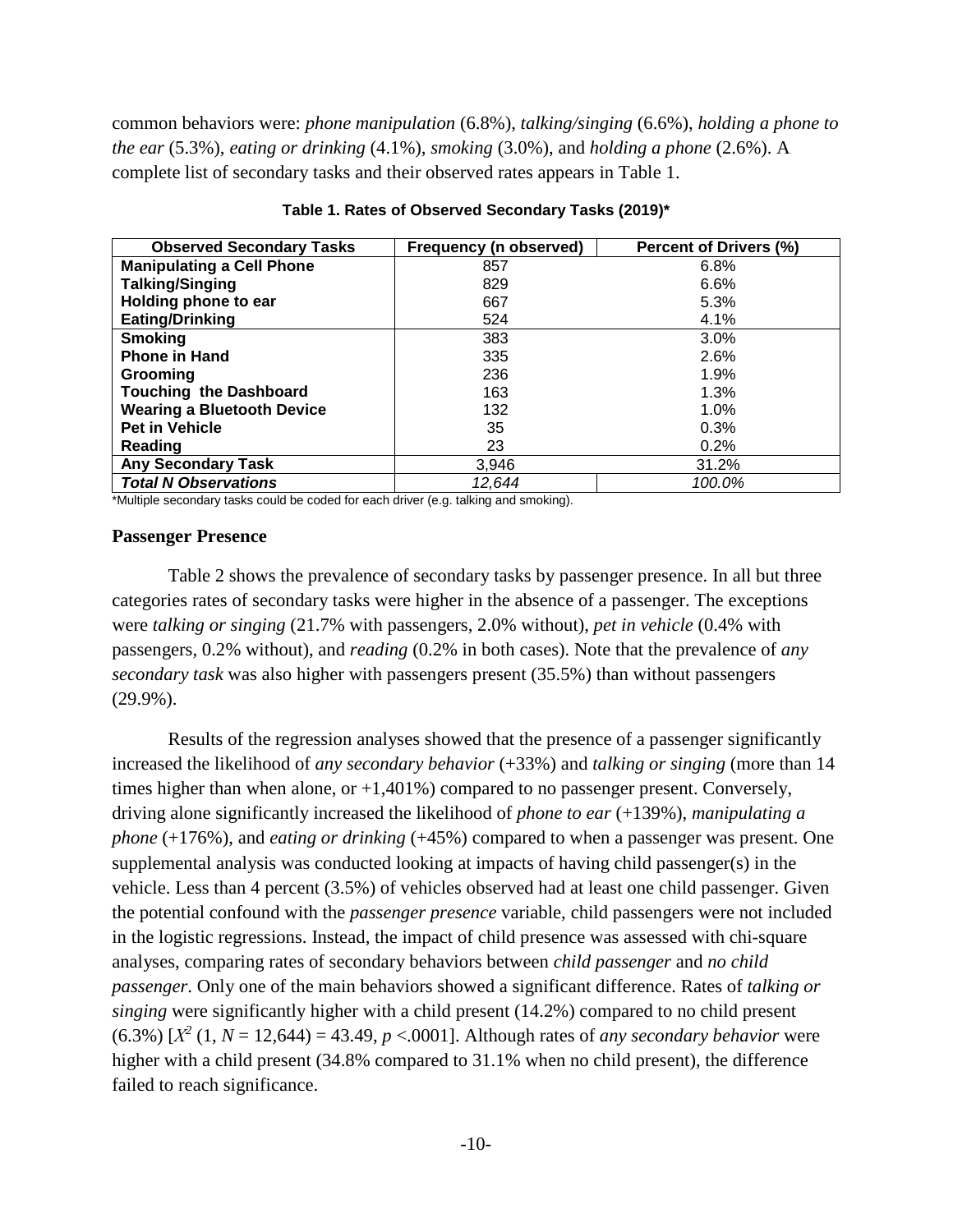common behaviors were: *phone manipulation* (6.8%), *talking/singing* (6.6%), *holding a phone to the ear* (5.3%), *eating or drinking* (4.1%), *smoking* (3.0%), and *holding a phone* (2.6%). A complete list of secondary tasks and their observed rates appears in Table 1.

**Table 1. Rates of Observed Secondary Tasks (2019)***

| Observed Secondary Tasks | Frequency (n observed) | Percent of Drivers (%) |
|---|---|---|
| **Manipulating a Cell Phone** | 857 | 6.8% |
| **Talking/Singing** | 829 | 6.6% |
| **Holding phone to ear** | 667 | 5.3% |
| **Eating/Drinking** | 524 | 4.1% |
| **Smoking** | 383 | 3.0% |
| **Phone in Hand** | 335 | 2.6% |
| **Grooming** | 236 | 1.9% |
| **Touching the Dashboard** | 163 | 1.3% |
| **Wearing a Bluetooth Device** | 132 | 1.0% |
| **Pet in Vehicle** | 35 | 0.3% |
| **Reading** | 23 | 0.2% |
| **Any Secondary Task** | 3,946 | 31.2% |
| ***Total N Observations*** | *12,644* | *100.0%* |

*Multiple secondary tasks could be coded for each driver (e.g. talking and smoking).

### Passenger Presence

Table 2 shows the prevalence of secondary tasks by passenger presence. In all but three categories rates of secondary tasks were higher in the absence of a passenger. The exceptions were *talking or singing* (21.7% with passengers, 2.0% without), *pet in vehicle* (0.4% with passengers, 0.2% without), and *reading* (0.2% in both cases). Note that the prevalence of *any secondary task* was also higher with passengers present (35.5%) than without passengers (29.9%).

Results of the regression analyses showed that the presence of a passenger significantly increased the likelihood of *any secondary behavior* (+33%) and *talking or singing* (more than 14 times higher than when alone, or +1,401%) compared to no passenger present. Conversely, driving alone significantly increased the likelihood of *phone to ear* (+139%), *manipulating a phone* (+176%), and *eating or drinking* (+45%) compared to when a passenger was present. One supplemental analysis was conducted looking at impacts of having child passenger(s) in the vehicle. Less than 4 percent (3.5%) of vehicles observed had at least one child passenger. Given the potential confound with the *passenger presence* variable, child passengers were not included in the logistic regressions. Instead, the impact of child presence was assessed with chi-square analyses, comparing rates of secondary behaviors between *child passenger* and *no child passenger*. Only one of the main behaviors showed a significant difference. Rates of *talking or singing* were significantly higher with a child present (14.2%) compared to no child present (6.3%) [$X^2$ (1, $N$ = 12,644) = 43.49, $p$ <.0001]. Although rates of *any secondary behavior* were higher with a child present (34.8% compared to 31.1% when no child present), the difference failed to reach significance.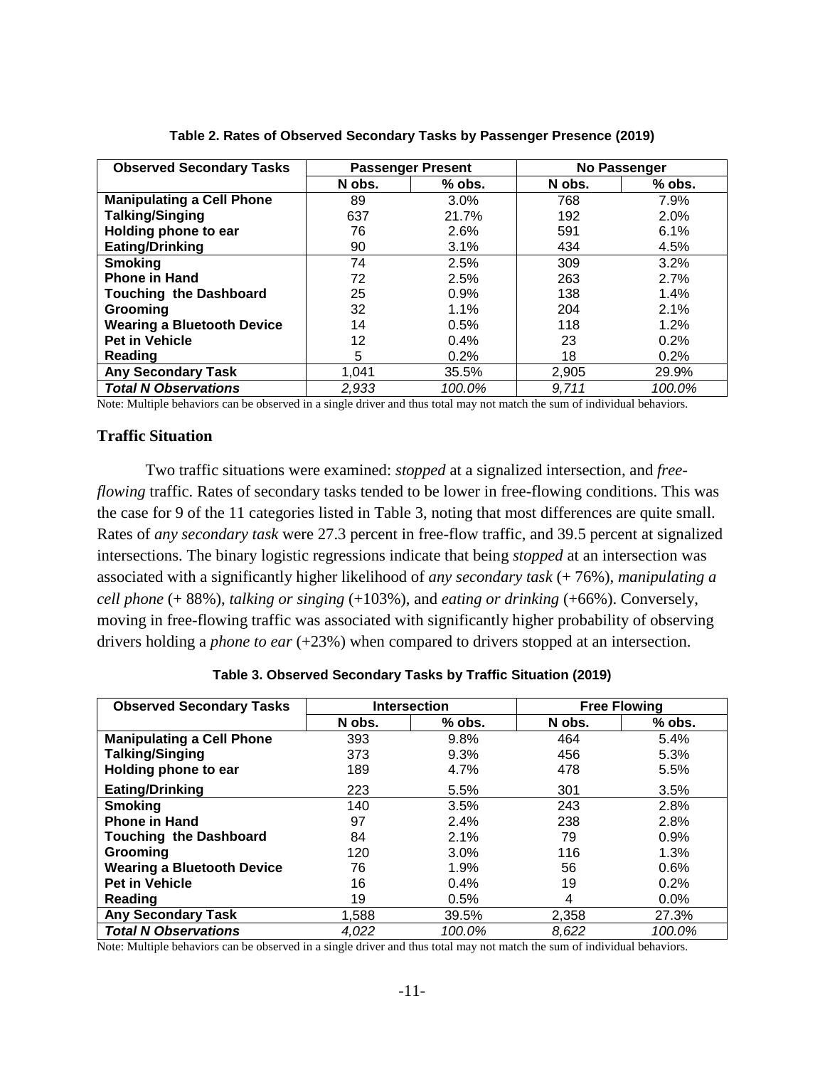**Table 2. Rates of Observed Secondary Tasks by Passenger Presence (2019)**

| Observed Secondary Tasks | Passenger Present | | No Passenger | |
|---|---|---|---|---|
| | N obs. | % obs. | N obs. | % obs. |
| **Manipulating a Cell Phone** | 89 | 3.0% | 768 | 7.9% |
| **Talking/Singing** | 637 | 21.7% | 192 | 2.0% |
| **Holding phone to ear** | 76 | 2.6% | 591 | 6.1% |
| **Eating/Drinking** | 90 | 3.1% | 434 | 4.5% |
| **Smoking** | 74 | 2.5% | 309 | 3.2% |
| **Phone in Hand** | 72 | 2.5% | 263 | 2.7% |
| **Touching the Dashboard** | 25 | 0.9% | 138 | 1.4% |
| **Grooming** | 32 | 1.1% | 204 | 2.1% |
| **Wearing a Bluetooth Device** | 14 | 0.5% | 118 | 1.2% |
| **Pet in Vehicle** | 12 | 0.4% | 23 | 0.2% |
| **Reading** | 5 | 0.2% | 18 | 0.2% |
| **Any Secondary Task** | 1,041 | 35.5% | 2,905 | 29.9% |
| ***Total N Observations*** | *2,933* | *100.0%* | *9,711* | *100.0%* |

Note: Multiple behaviors can be observed in a single driver and thus total may not match the sum of individual behaviors.

### Traffic Situation

Two traffic situations were examined: *stopped* at a signalized intersection, and *free-flowing* traffic. Rates of secondary tasks tended to be lower in free-flowing conditions. This was the case for 9 of the 11 categories listed in Table 3, noting that most differences are quite small. Rates of *any secondary task* were 27.3 percent in free-flow traffic, and 39.5 percent at signalized intersections. The binary logistic regressions indicate that being *stopped* at an intersection was associated with a significantly higher likelihood of *any secondary task* (+ 76%), *manipulating a cell phone* (+ 88%), *talking or singing* (+103%), and *eating or drinking* (+66%). Conversely, moving in free-flowing traffic was associated with significantly higher probability of observing drivers holding a *phone to ear* (+23%) when compared to drivers stopped at an intersection.

**Table 3. Observed Secondary Tasks by Traffic Situation (2019)**

| Observed Secondary Tasks | Intersection | | Free Flowing | |
|---|---|---|---|---|
| | N obs. | % obs. | N obs. | % obs. |
| **Manipulating a Cell Phone** | 393 | 9.8% | 464 | 5.4% |
| **Talking/Singing** | 373 | 9.3% | 456 | 5.3% |
| **Holding phone to ear** | 189 | 4.7% | 478 | 5.5% |
| **Eating/Drinking** | 223 | 5.5% | 301 | 3.5% |
| **Smoking** | 140 | 3.5% | 243 | 2.8% |
| **Phone in Hand** | 97 | 2.4% | 238 | 2.8% |
| **Touching the Dashboard** | 84 | 2.1% | 79 | 0.9% |
| **Grooming** | 120 | 3.0% | 116 | 1.3% |
| **Wearing a Bluetooth Device** | 76 | 1.9% | 56 | 0.6% |
| **Pet in Vehicle** | 16 | 0.4% | 19 | 0.2% |
| **Reading** | 19 | 0.5% | 4 | 0.0% |
| **Any Secondary Task** | 1,588 | 39.5% | 2,358 | 27.3% |
| ***Total N Observations*** | *4,022* | *100.0%* | *8,622* | *100.0%* |

Note: Multiple behaviors can be observed in a single driver and thus total may not match the sum of individual behaviors.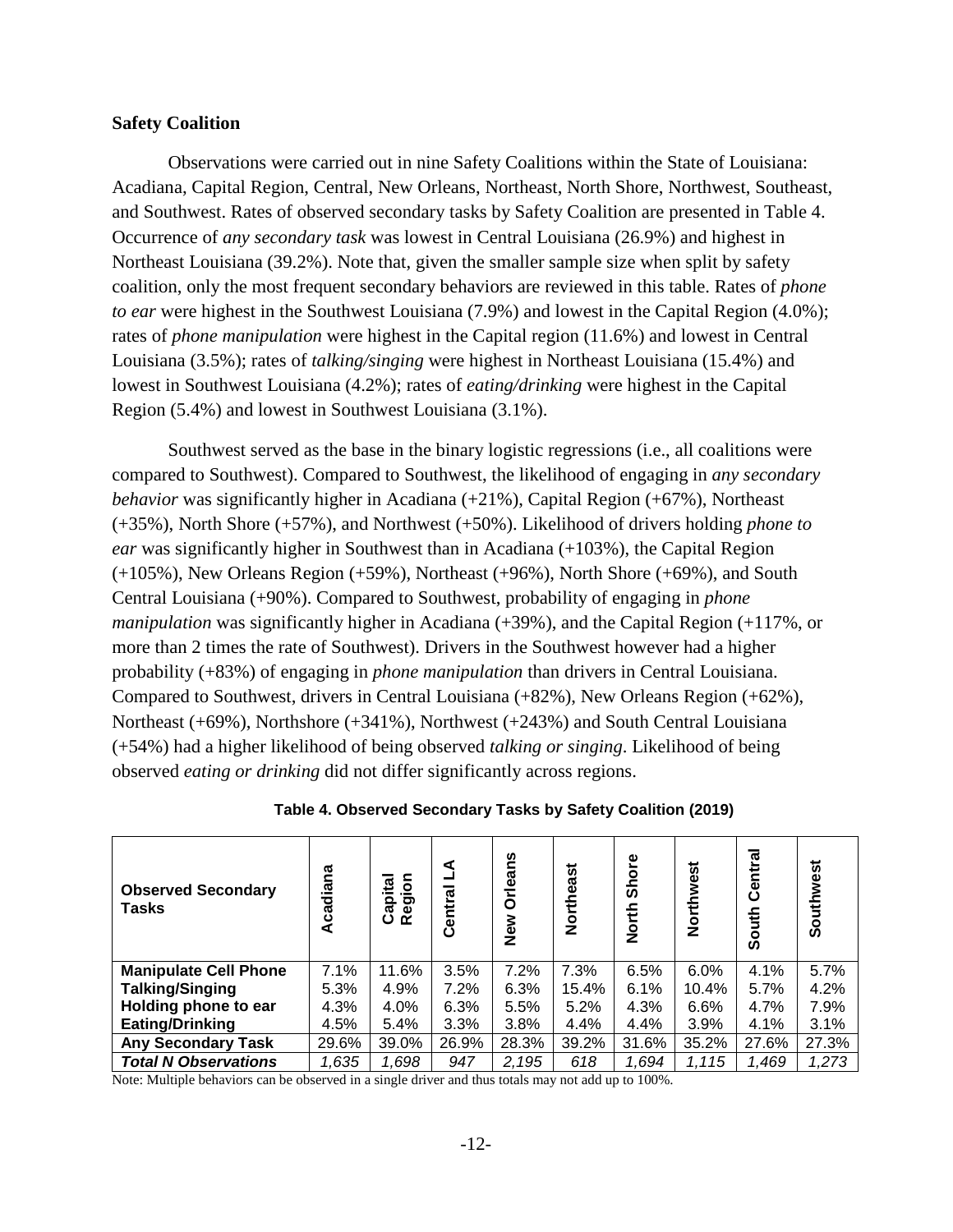### Safety Coalition

Observations were carried out in nine Safety Coalitions within the State of Louisiana: Acadiana, Capital Region, Central, New Orleans, Northeast, North Shore, Northwest, Southeast, and Southwest. Rates of observed secondary tasks by Safety Coalition are presented in Table 4. Occurrence of *any secondary task* was lowest in Central Louisiana (26.9%) and highest in Northeast Louisiana (39.2%). Note that, given the smaller sample size when split by safety coalition, only the most frequent secondary behaviors are reviewed in this table. Rates of *phone to ear* were highest in the Southwest Louisiana (7.9%) and lowest in the Capital Region (4.0%); rates of *phone manipulation* were highest in the Capital region (11.6%) and lowest in Central Louisiana (3.5%); rates of *talking/singing* were highest in Northeast Louisiana (15.4%) and lowest in Southwest Louisiana (4.2%); rates of *eating/drinking* were highest in the Capital Region (5.4%) and lowest in Southwest Louisiana (3.1%).

Southwest served as the base in the binary logistic regressions (i.e., all coalitions were compared to Southwest). Compared to Southwest, the likelihood of engaging in *any secondary behavior* was significantly higher in Acadiana (+21%), Capital Region (+67%), Northeast (+35%), North Shore (+57%), and Northwest (+50%). Likelihood of drivers holding *phone to ear* was significantly higher in Southwest than in Acadiana (+103%), the Capital Region (+105%), New Orleans Region (+59%), Northeast (+96%), North Shore (+69%), and South Central Louisiana (+90%). Compared to Southwest, probability of engaging in *phone manipulation* was significantly higher in Acadiana (+39%), and the Capital Region (+117%, or more than 2 times the rate of Southwest). Drivers in the Southwest however had a higher probability (+83%) of engaging in *phone manipulation* than drivers in Central Louisiana. Compared to Southwest, drivers in Central Louisiana (+82%), New Orleans Region (+62%), Northeast (+69%), Northshore (+341%), Northwest (+243%) and South Central Louisiana (+54%) had a higher likelihood of being observed *talking or singing*. Likelihood of being observed *eating or drinking* did not differ significantly across regions.

**Table 4. Observed Secondary Tasks by Safety Coalition (2019)**

| Observed Secondary Tasks | Acadiana | Capital Region | Central LA | New Orleans | Northeast | North Shore | Northwest | South Central | Southwest |
|---|---|---|---|---|---|---|---|---|---|
| **Manipulate Cell Phone** | 7.1% | 11.6% | 3.5% | 7.2% | 7.3% | 6.5% | 6.0% | 4.1% | 5.7% |
| **Talking/Singing** | 5.3% | 4.9% | 7.2% | 6.3% | 15.4% | 6.1% | 10.4% | 5.7% | 4.2% |
| **Holding phone to ear** | 4.3% | 4.0% | 6.3% | 5.5% | 5.2% | 4.3% | 6.6% | 4.7% | 7.9% |
| **Eating/Drinking** | 4.5% | 5.4% | 3.3% | 3.8% | 4.4% | 4.4% | 3.9% | 4.1% | 3.1% |
| **Any Secondary Task** | 29.6% | 39.0% | 26.9% | 28.3% | 39.2% | 31.6% | 35.2% | 27.6% | 27.3% |
| ***Total N Observations*** | *1,635* | *1,698* | *947* | *2,195* | *618* | *1,694* | *1,115* | *1,469* | *1,273* |

Note: Multiple behaviors can be observed in a single driver and thus totals may not add up to 100%.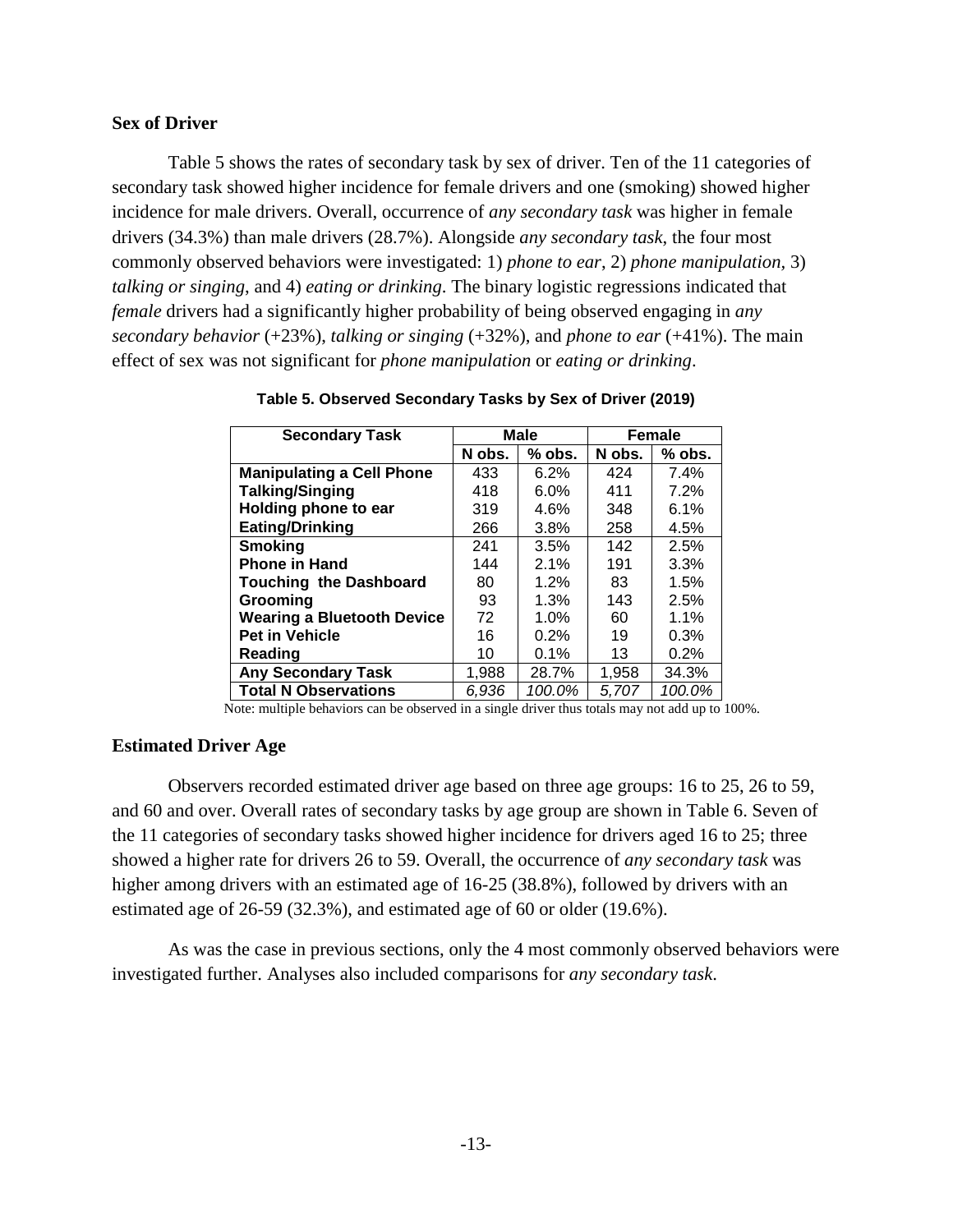### Sex of Driver

Table 5 shows the rates of secondary task by sex of driver. Ten of the 11 categories of secondary task showed higher incidence for female drivers and one (smoking) showed higher incidence for male drivers. Overall, occurrence of *any secondary task* was higher in female drivers (34.3%) than male drivers (28.7%). Alongside *any secondary task*, the four most commonly observed behaviors were investigated: 1) *phone to ear*, 2) *phone manipulation*, 3) *talking or singing*, and 4) *eating or drinking*. The binary logistic regressions indicated that *female* drivers had a significantly higher probability of being observed engaging in *any secondary behavior* (+23%), *talking or singing* (+32%), and *phone to ear* (+41%). The main effect of sex was not significant for *phone manipulation* or *eating or drinking*.

**Table 5. Observed Secondary Tasks by Sex of Driver (2019)**

| Secondary Task | Male | | Female | |
|---|---|---|---|---|
| | N obs. | % obs. | N obs. | % obs. |
| **Manipulating a Cell Phone** | 433 | 6.2% | 424 | 7.4% |
| **Talking/Singing** | 418 | 6.0% | 411 | 7.2% |
| **Holding phone to ear** | 319 | 4.6% | 348 | 6.1% |
| **Eating/Drinking** | 266 | 3.8% | 258 | 4.5% |
| **Smoking** | 241 | 3.5% | 142 | 2.5% |
| **Phone in Hand** | 144 | 2.1% | 191 | 3.3% |
| **Touching the Dashboard** | 80 | 1.2% | 83 | 1.5% |
| **Grooming** | 93 | 1.3% | 143 | 2.5% |
| **Wearing a Bluetooth Device** | 72 | 1.0% | 60 | 1.1% |
| **Pet in Vehicle** | 16 | 0.2% | 19 | 0.3% |
| **Reading** | 10 | 0.1% | 13 | 0.2% |
| **Any Secondary Task** | 1,988 | 28.7% | 1,958 | 34.3% |
| **Total N Observations** | *6,936* | *100.0%* | *5,707* | *100.0%* |

Note: multiple behaviors can be observed in a single driver thus totals may not add up to 100%.

### Estimated Driver Age

Observers recorded estimated driver age based on three age groups: 16 to 25, 26 to 59, and 60 and over. Overall rates of secondary tasks by age group are shown in Table 6. Seven of the 11 categories of secondary tasks showed higher incidence for drivers aged 16 to 25; three showed a higher rate for drivers 26 to 59. Overall, the occurrence of *any secondary task* was higher among drivers with an estimated age of 16-25 (38.8%), followed by drivers with an estimated age of 26-59 (32.3%), and estimated age of 60 or older (19.6%).

As was the case in previous sections, only the 4 most commonly observed behaviors were investigated further. Analyses also included comparisons for *any secondary task*.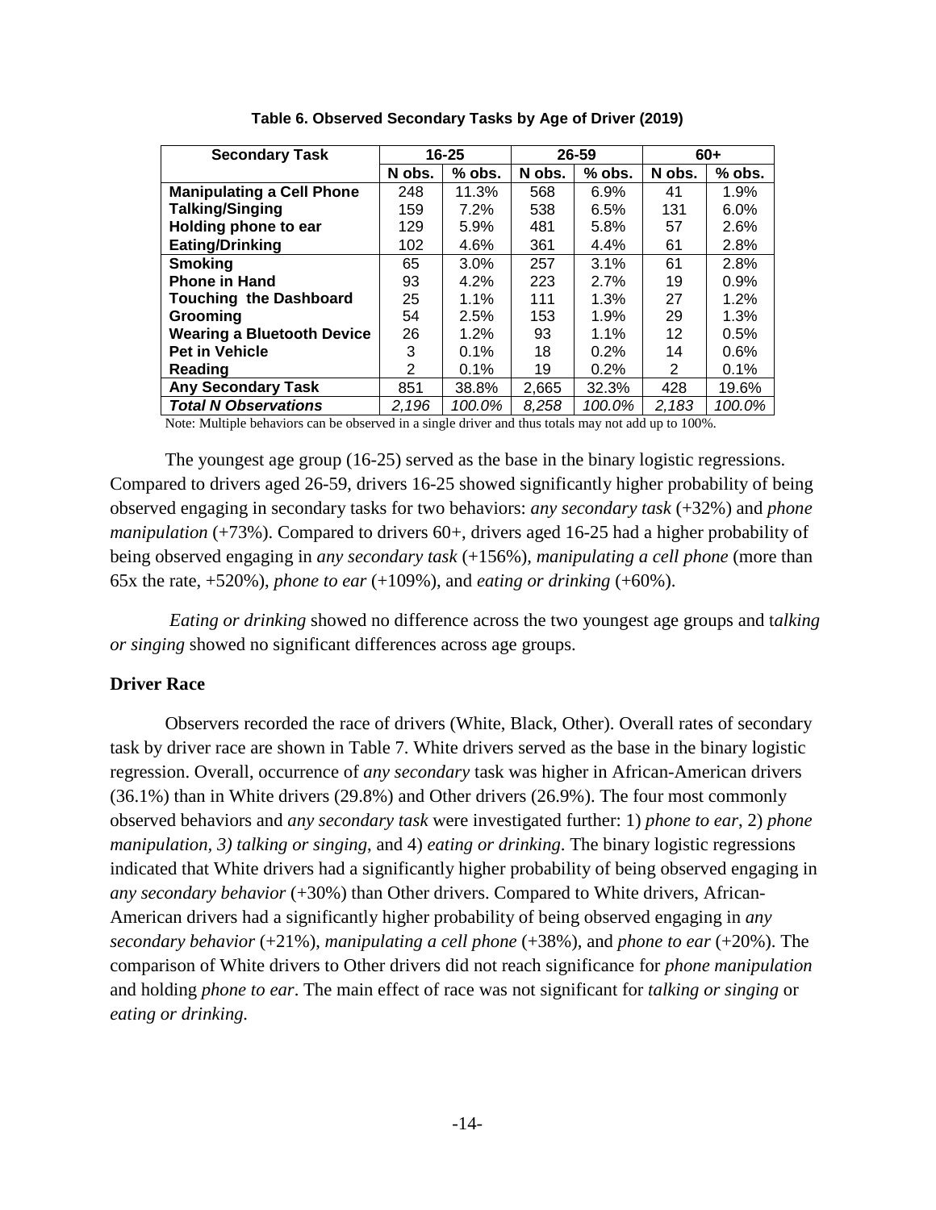**Table 6. Observed Secondary Tasks by Age of Driver (2019)**

| Secondary Task | 16-25 | | 26-59 | | 60+ | |
|---|---|---|---|---|---|---|
| | N obs. | % obs. | N obs. | % obs. | N obs. | % obs. |
| **Manipulating a Cell Phone** | 248 | 11.3% | 568 | 6.9% | 41 | 1.9% |
| **Talking/Singing** | 159 | 7.2% | 538 | 6.5% | 131 | 6.0% |
| **Holding phone to ear** | 129 | 5.9% | 481 | 5.8% | 57 | 2.6% |
| **Eating/Drinking** | 102 | 4.6% | 361 | 4.4% | 61 | 2.8% |
| **Smoking** | 65 | 3.0% | 257 | 3.1% | 61 | 2.8% |
| **Phone in Hand** | 93 | 4.2% | 223 | 2.7% | 19 | 0.9% |
| **Touching the Dashboard** | 25 | 1.1% | 111 | 1.3% | 27 | 1.2% |
| **Grooming** | 54 | 2.5% | 153 | 1.9% | 29 | 1.3% |
| **Wearing a Bluetooth Device** | 26 | 1.2% | 93 | 1.1% | 12 | 0.5% |
| **Pet in Vehicle** | 3 | 0.1% | 18 | 0.2% | 14 | 0.6% |
| **Reading** | 2 | 0.1% | 19 | 0.2% | 2 | 0.1% |
| **Any Secondary Task** | 851 | 38.8% | 2,665 | 32.3% | 428 | 19.6% |
| ***Total N Observations*** | *2,196* | *100.0%* | *8,258* | *100.0%* | *2,183* | *100.0%* |

Note: Multiple behaviors can be observed in a single driver and thus totals may not add up to 100%.

The youngest age group (16-25) served as the base in the binary logistic regressions. Compared to drivers aged 26-59, drivers 16-25 showed significantly higher probability of being observed engaging in secondary tasks for two behaviors: *any secondary task* (+32%) and *phone manipulation* (+73%). Compared to drivers 60+, drivers aged 16-25 had a higher probability of being observed engaging in *any secondary task* (+156%), *manipulating a cell phone* (more than 65x the rate, +520%), *phone to ear* (+109%), and *eating or drinking* (+60%).

*Eating or drinking* showed no difference across the two youngest age groups and t*alking or singing* showed no significant differences across age groups.

**Driver Race**

Observers recorded the race of drivers (White, Black, Other). Overall rates of secondary task by driver race are shown in Table 7. White drivers served as the base in the binary logistic regression. Overall, occurrence of *any secondary* task was higher in African-American drivers (36.1%) than in White drivers (29.8%) and Other drivers (26.9%). The four most commonly observed behaviors and *any secondary task* were investigated further: 1) *phone to ear*, 2) *phone manipulation, 3) talking or singing*, and 4) *eating or drinking*. The binary logistic regressions indicated that White drivers had a significantly higher probability of being observed engaging in *any secondary behavior* (+30%) than Other drivers. Compared to White drivers, African-American drivers had a significantly higher probability of being observed engaging in *any secondary behavior* (+21%), *manipulating a cell phone* (+38%), and *phone to ear* (+20%). The comparison of White drivers to Other drivers did not reach significance for *phone manipulation* and holding *phone to ear*. The main effect of race was not significant for *talking or singing* or *eating or drinking.*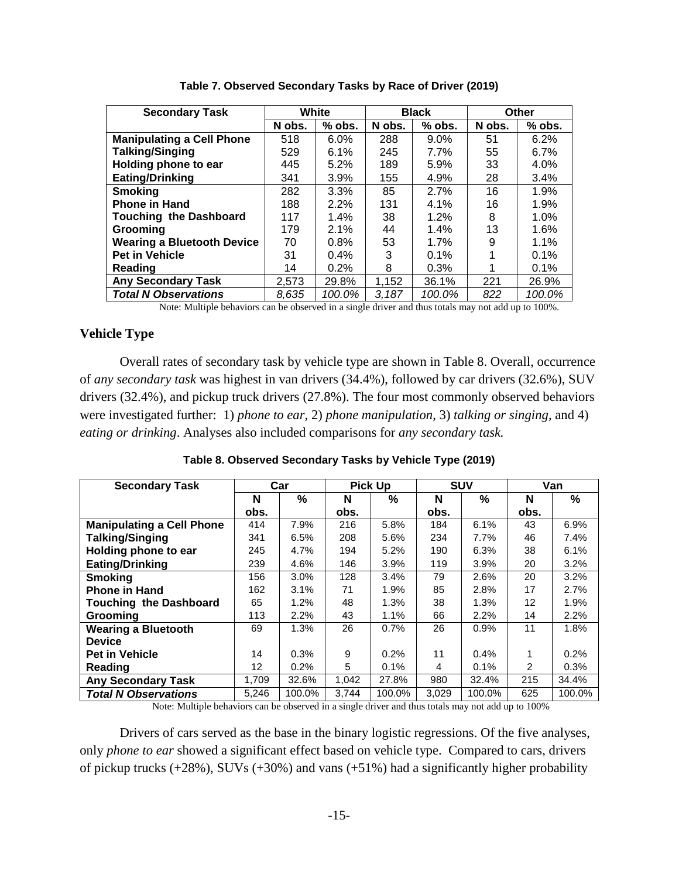**Table 7. Observed Secondary Tasks by Race of Driver (2019)**

| Secondary Task | White | | Black | | Other | |
|---|---|---|---|---|---|---|
| | N obs. | % obs. | N obs. | % obs. | N obs. | % obs. |
| **Manipulating a Cell Phone** | 518 | 6.0% | 288 | 9.0% | 51 | 6.2% |
| **Talking/Singing** | 529 | 6.1% | 245 | 7.7% | 55 | 6.7% |
| **Holding phone to ear** | 445 | 5.2% | 189 | 5.9% | 33 | 4.0% |
| **Eating/Drinking** | 341 | 3.9% | 155 | 4.9% | 28 | 3.4% |
| **Smoking** | 282 | 3.3% | 85 | 2.7% | 16 | 1.9% |
| **Phone in Hand** | 188 | 2.2% | 131 | 4.1% | 16 | 1.9% |
| **Touching the Dashboard** | 117 | 1.4% | 38 | 1.2% | 8 | 1.0% |
| **Grooming** | 179 | 2.1% | 44 | 1.4% | 13 | 1.6% |
| **Wearing a Bluetooth Device** | 70 | 0.8% | 53 | 1.7% | 9 | 1.1% |
| **Pet in Vehicle** | 31 | 0.4% | 3 | 0.1% | 1 | 0.1% |
| **Reading** | 14 | 0.2% | 8 | 0.3% | 1 | 0.1% |
| **Any Secondary Task** | 2,573 | 29.8% | 1,152 | 36.1% | 221 | 26.9% |
| ***Total N Observations*** | *8,635* | *100.0%* | *3,187* | *100.0%* | *822* | *100.0%* |

Note: Multiple behaviors can be observed in a single driver and thus totals may not add up to 100%.

### Vehicle Type

Overall rates of secondary task by vehicle type are shown in Table 8. Overall, occurrence of *any secondary task* was highest in van drivers (34.4%), followed by car drivers (32.6%), SUV drivers (32.4%), and pickup truck drivers (27.8%). The four most commonly observed behaviors were investigated further: 1) *phone to ear*, 2) *phone manipulation*, 3) *talking or singing*, and 4) *eating or drinking*. Analyses also included comparisons for *any secondary task.*

**Table 8. Observed Secondary Tasks by Vehicle Type (2019)**

| Secondary Task | Car | | Pick Up | | SUV | | Van | |
|---|---|---|---|---|---|---|---|---|
| | N obs. | % | N obs. | % | N obs. | % | N obs. | % |
| **Manipulating a Cell Phone** | 414 | 7.9% | 216 | 5.8% | 184 | 6.1% | 43 | 6.9% |
| **Talking/Singing** | 341 | 6.5% | 208 | 5.6% | 234 | 7.7% | 46 | 7.4% |
| **Holding phone to ear** | 245 | 4.7% | 194 | 5.2% | 190 | 6.3% | 38 | 6.1% |
| **Eating/Drinking** | 239 | 4.6% | 146 | 3.9% | 119 | 3.9% | 20 | 3.2% |
| **Smoking** | 156 | 3.0% | 128 | 3.4% | 79 | 2.6% | 20 | 3.2% |
| **Phone in Hand** | 162 | 3.1% | 71 | 1.9% | 85 | 2.8% | 17 | 2.7% |
| **Touching the Dashboard** | 65 | 1.2% | 48 | 1.3% | 38 | 1.3% | 12 | 1.9% |
| **Grooming** | 113 | 2.2% | 43 | 1.1% | 66 | 2.2% | 14 | 2.2% |
| **Wearing a Bluetooth Device** | 69 | 1.3% | 26 | 0.7% | 26 | 0.9% | 11 | 1.8% |
| **Pet in Vehicle** | 14 | 0.3% | 9 | 0.2% | 11 | 0.4% | 1 | 0.2% |
| **Reading** | 12 | 0.2% | 5 | 0.1% | 4 | 0.1% | 2 | 0.3% |
| **Any Secondary Task** | 1,709 | 32.6% | 1,042 | 27.8% | 980 | 32.4% | 215 | 34.4% |
| ***Total N Observations*** | 5,246 | 100.0% | 3,744 | 100.0% | 3,029 | 100.0% | 625 | 100.0% |

Note: Multiple behaviors can be observed in a single driver and thus totals may not add up to 100%

Drivers of cars served as the base in the binary logistic regressions. Of the five analyses, only *phone to ear* showed a significant effect based on vehicle type. Compared to cars, drivers of pickup trucks (+28%), SUVs (+30%) and vans (+51%) had a significantly higher probability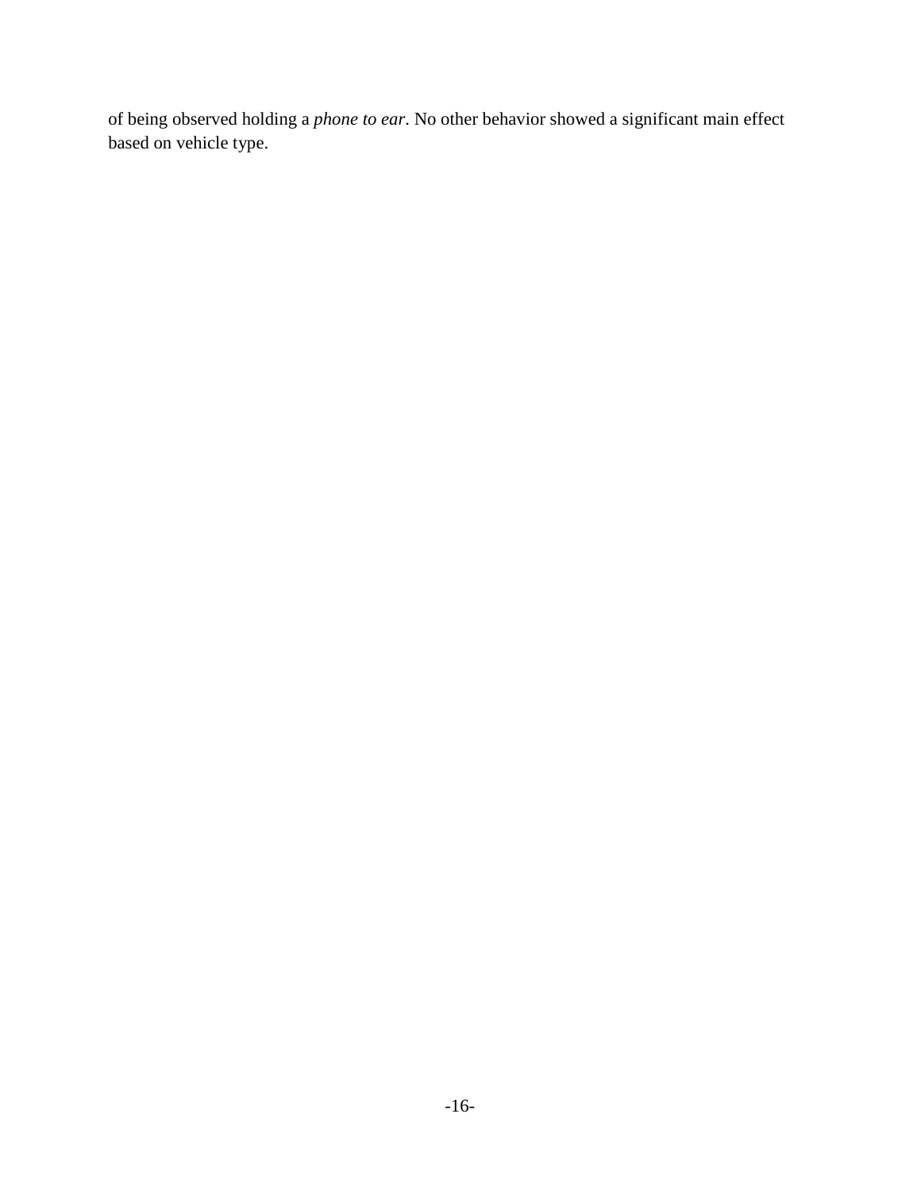of being observed holding a *phone to ear*. No other behavior showed a significant main effect based on vehicle type.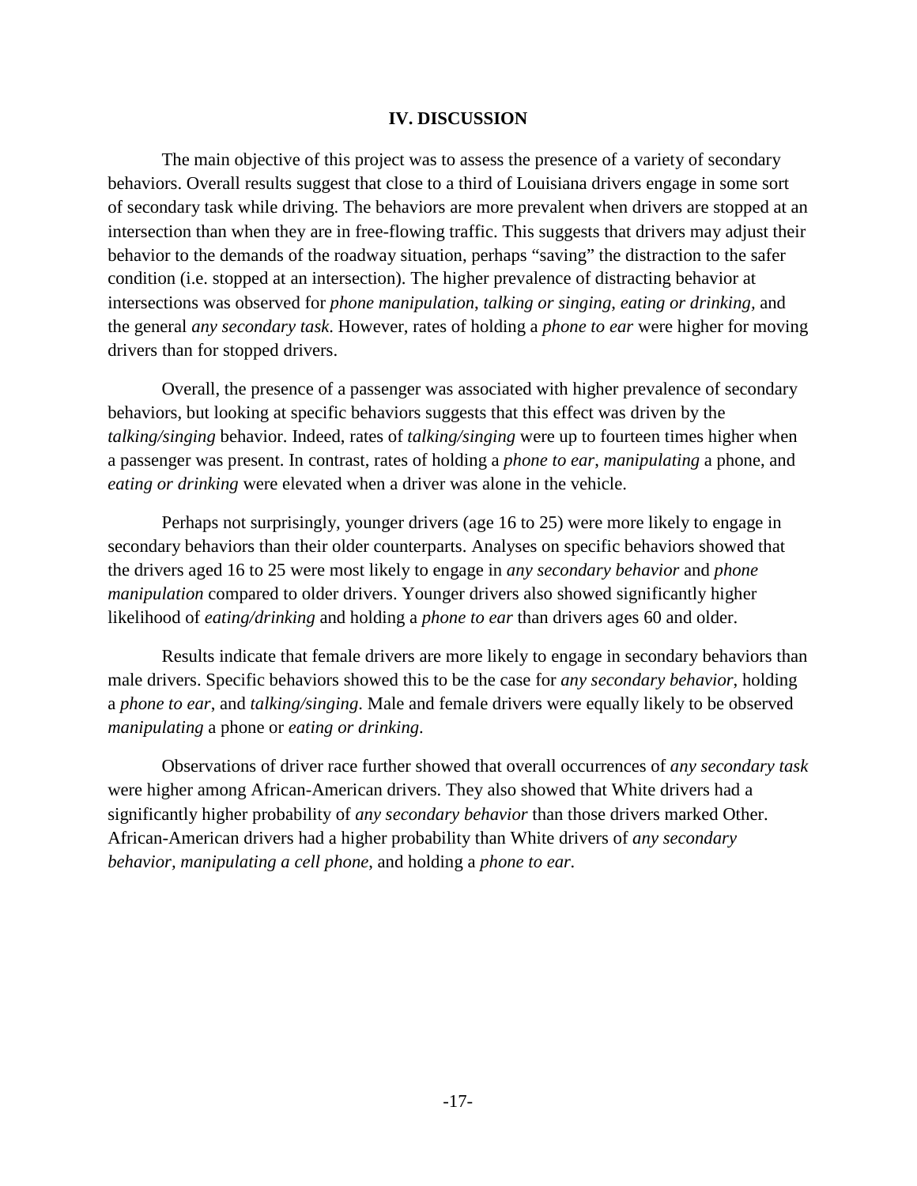## IV. DISCUSSION

The main objective of this project was to assess the presence of a variety of secondary behaviors. Overall results suggest that close to a third of Louisiana drivers engage in some sort of secondary task while driving. The behaviors are more prevalent when drivers are stopped at an intersection than when they are in free-flowing traffic. This suggests that drivers may adjust their behavior to the demands of the roadway situation, perhaps "saving" the distraction to the safer condition (i.e. stopped at an intersection). The higher prevalence of distracting behavior at intersections was observed for *phone manipulation*, *talking or singing*, *eating or drinking*, and the general *any secondary task*. However, rates of holding a *phone to ear* were higher for moving drivers than for stopped drivers.

Overall, the presence of a passenger was associated with higher prevalence of secondary behaviors, but looking at specific behaviors suggests that this effect was driven by the *talking/singing* behavior. Indeed, rates of *talking/singing* were up to fourteen times higher when a passenger was present. In contrast, rates of holding a *phone to ear*, *manipulating* a phone, and *eating or drinking* were elevated when a driver was alone in the vehicle.

Perhaps not surprisingly, younger drivers (age 16 to 25) were more likely to engage in secondary behaviors than their older counterparts. Analyses on specific behaviors showed that the drivers aged 16 to 25 were most likely to engage in *any secondary behavior* and *phone manipulation* compared to older drivers. Younger drivers also showed significantly higher likelihood of *eating/drinking* and holding a *phone to ear* than drivers ages 60 and older.

Results indicate that female drivers are more likely to engage in secondary behaviors than male drivers. Specific behaviors showed this to be the case for *any secondary behavior*, holding a *phone to ear*, and *talking/singing*. Male and female drivers were equally likely to be observed *manipulating* a phone or *eating or drinking*.

Observations of driver race further showed that overall occurrences of *any secondary task* were higher among African-American drivers. They also showed that White drivers had a significantly higher probability of *any secondary behavior* than those drivers marked Other. African-American drivers had a higher probability than White drivers of *any secondary behavior, manipulating a cell phone*, and holding a *phone to ear*.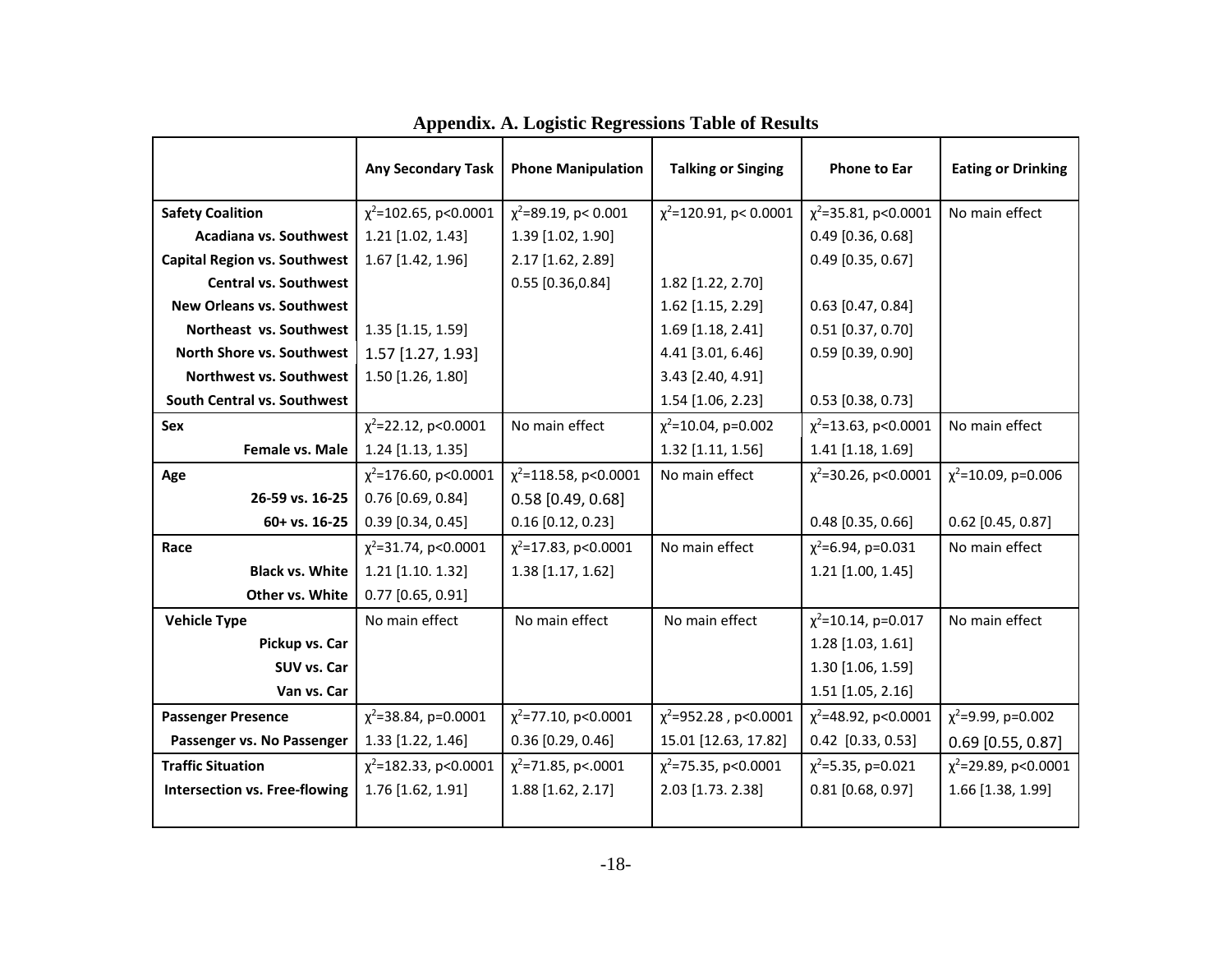## Appendix. A. Logistic Regressions Table of Results

| | Any Secondary Task | Phone Manipulation | Talking or Singing | Phone to Ear | Eating or Drinking |
|---|---|---|---|---|---|
| **Safety Coalition** | $\chi^2$=102.65, p<0.0001 | $\chi^2$=89.19, p< 0.001 | $\chi^2$=120.91, p< 0.0001 | $\chi^2$=35.81, p<0.0001 | No main effect |
| **Acadiana vs. Southwest** | 1.21 [1.02, 1.43] | 1.39 [1.02, 1.90] | | 0.49 [0.36, 0.68] | |
| **Capital Region vs. Southwest** | 1.67 [1.42, 1.96] | 2.17 [1.62, 2.89] | | 0.49 [0.35, 0.67] | |
| **Central vs. Southwest** | | 0.55 [0.36,0.84] | 1.82 [1.22, 2.70] | | |
| **New Orleans vs. Southwest** | | | 1.62 [1.15, 2.29] | 0.63 [0.47, 0.84] | |
| **Northeast vs. Southwest** | 1.35 [1.15, 1.59] | | 1.69 [1.18, 2.41] | 0.51 [0.37, 0.70] | |
| **North Shore vs. Southwest** | 1.57 [1.27, 1.93] | | 4.41 [3.01, 6.46] | 0.59 [0.39, 0.90] | |
| **Northwest vs. Southwest** | 1.50 [1.26, 1.80] | | 3.43 [2.40, 4.91] | | |
| **South Central vs. Southwest** | | | 1.54 [1.06, 2.23] | 0.53 [0.38, 0.73] | |
| **Sex** | $\chi^2$=22.12, p<0.0001 | No main effect | $\chi^2$=10.04, p=0.002 | $\chi^2$=13.63, p<0.0001 | No main effect |
| **Female vs. Male** | 1.24 [1.13, 1.35] | | 1.32 [1.11, 1.56] | 1.41 [1.18, 1.69] | |
| **Age** | $\chi^2$=176.60, p<0.0001 | $\chi^2$=118.58, p<0.0001 | No main effect | $\chi^2$=30.26, p<0.0001 | $\chi^2$=10.09, p=0.006 |
| **26-59 vs. 16-25** | 0.76 [0.69, 0.84] | 0.58 [0.49, 0.68] | | | |
| **60+ vs. 16-25** | 0.39 [0.34, 0.45] | 0.16 [0.12, 0.23] | | 0.48 [0.35, 0.66] | 0.62 [0.45, 0.87] |
| **Race** | $\chi^2$=31.74, p<0.0001 | $\chi^2$=17.83, p<0.0001 | No main effect | $\chi^2$=6.94, p=0.031 | No main effect |
| **Black vs. White** | 1.21 [1.10. 1.32] | 1.38 [1.17, 1.62] | | 1.21 [1.00, 1.45] | |
| **Other vs. White** | 0.77 [0.65, 0.91] | | | | |
| **Vehicle Type** | No main effect | No main effect | No main effect | $\chi^2$=10.14, p=0.017 | No main effect |
| **Pickup vs. Car** | | | | 1.28 [1.03, 1.61] | |
| **SUV vs. Car** | | | | 1.30 [1.06, 1.59] | |
| **Van vs. Car** | | | | 1.51 [1.05, 2.16] | |
| **Passenger Presence** | $\chi^2$=38.84, p=0.0001 | $\chi^2$=77.10, p<0.0001 | $\chi^2$=952.28 , p<0.0001 | $\chi^2$=48.92, p<0.0001 | $\chi^2$=9.99, p=0.002 |
| **Passenger vs. No Passenger** | 1.33 [1.22, 1.46] | 0.36 [0.29, 0.46] | 15.01 [12.63, 17.82] | 0.42 [0.33, 0.53] | 0.69 [0.55, 0.87] |
| **Traffic Situation** | $\chi^2$=182.33, p<0.0001 | $\chi^2$=71.85, p<.0001 | $\chi^2$=75.35, p<0.0001 | $\chi^2$=5.35, p=0.021 | $\chi^2$=29.89, p<0.0001 |
| **Intersection vs. Free-flowing** | 1.76 [1.62, 1.91] | 1.88 [1.62, 2.17] | 2.03 [1.73. 2.38] | 0.81 [0.68, 0.97] | 1.66 [1.38, 1.99] |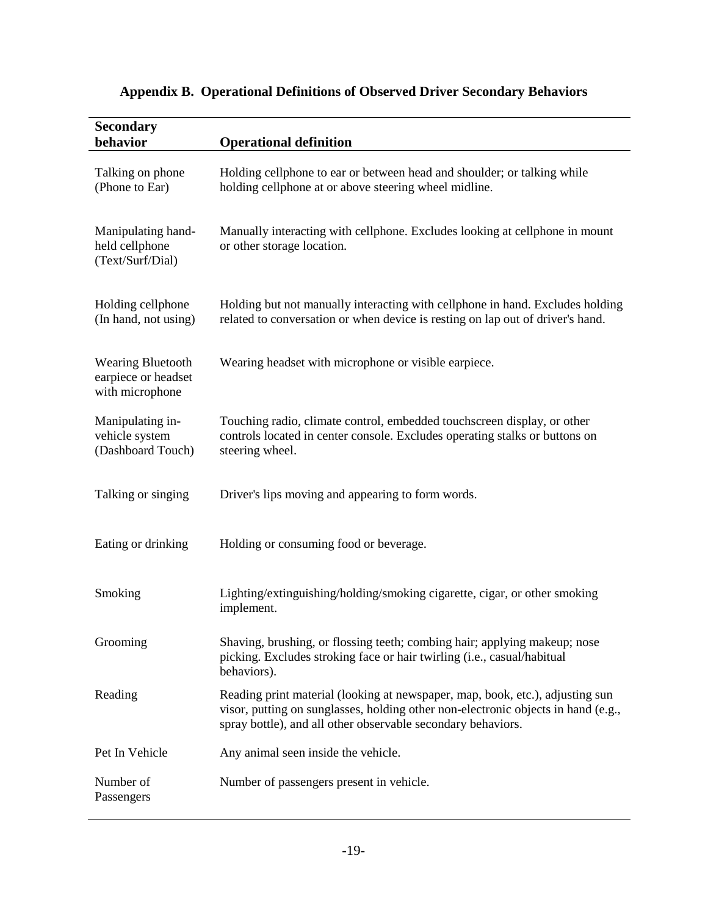# Appendix B. Operational Definitions of Observed Driver Secondary Behaviors

| Secondary behavior | Operational definition |
|---|---|
| Talking on phone (Phone to Ear) | Holding cellphone to ear or between head and shoulder; or talking while holding cellphone at or above steering wheel midline. |
| Manipulating hand-held cellphone (Text/Surf/Dial) | Manually interacting with cellphone. Excludes looking at cellphone in mount or other storage location. |
| Holding cellphone (In hand, not using) | Holding but not manually interacting with cellphone in hand. Excludes holding related to conversation or when device is resting on lap out of driver's hand. |
| Wearing Bluetooth earpiece or headset with microphone | Wearing headset with microphone or visible earpiece. |
| Manipulating in-vehicle system (Dashboard Touch) | Touching radio, climate control, embedded touchscreen display, or other controls located in center console. Excludes operating stalks or buttons on steering wheel. |
| Talking or singing | Driver's lips moving and appearing to form words. |
| Eating or drinking | Holding or consuming food or beverage. |
| Smoking | Lighting/extinguishing/holding/smoking cigarette, cigar, or other smoking implement. |
| Grooming | Shaving, brushing, or flossing teeth; combing hair; applying makeup; nose picking. Excludes stroking face or hair twirling (i.e., casual/habitual behaviors). |
| Reading | Reading print material (looking at newspaper, map, book, etc.), adjusting sun visor, putting on sunglasses, holding other non-electronic objects in hand (e.g., spray bottle), and all other observable secondary behaviors. |
| Pet In Vehicle | Any animal seen inside the vehicle. |
| Number of Passengers | Number of passengers present in vehicle. |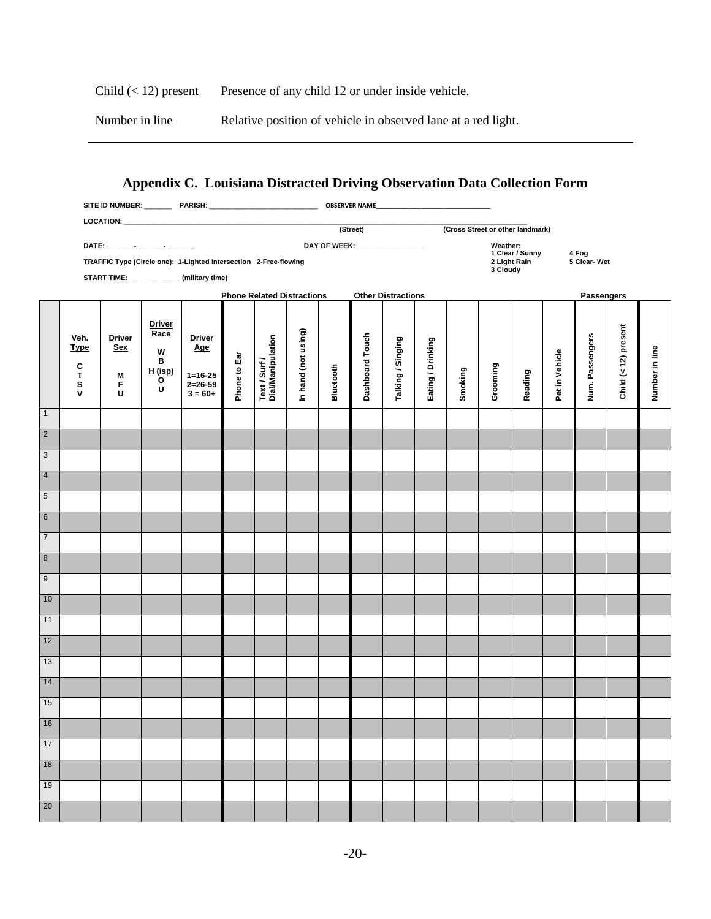| | |
|---|---|
| Child (< 12) present | Presence of any child 12 or under inside vehicle. |
| Number in line | Relative position of vehicle in observed lane at a red light. |

---

## Appendix C. Louisiana Distracted Driving Observation Data Collection Form

**SITE ID NUMBER**: _______ **PARISH**: ___________________________ **OBSERVER NAME**______________________________

**LOCATION:** ______________________________________________________________________________

(Street) (Cross Street or other landmark)

**DATE:** _______- ______ - _______ **DAY OF WEEK:** ________________

**Weather:** 1 Clear / Sunny 2 Light Rain 3 Cloudy 4 Fog 5 Clear- Wet

**TRAFFIC Type (Circle one): 1-Lighted Intersection 2-Free-flowing**

**START TIME:** _____________ **(military time)**

| | | | | | Phone Related Distractions | | | | Other Distractions | | | | | | | | Passengers | | |
|---|---|---|---|---|---|---|---|---|---|---|---|---|---|---|---|---|---|---|---|
| | Veh. Type C T S V | Driver Sex M F U | Driver Race W B H (isp) O U | Driver Age 1=16-25 2=26-59 3 = 60+ | Phone to Ear | Text / Surf / Dial/Manipulation | In hand (not using) | Bluetooth | Dashboard Touch | Talking / Singing | Eating / Drinking | Smoking | Grooming | Reading | Pet in Vehicle | Num. Passengers | Child (< 12) present | Number in line |
| 1 | | | | | | | | | | | | | | | | | | |
| 2 | | | | | | | | | | | | | | | | | | |
| 3 | | | | | | | | | | | | | | | | | | |
| 4 | | | | | | | | | | | | | | | | | | |
| 5 | | | | | | | | | | | | | | | | | | |
| 6 | | | | | | | | | | | | | | | | | | |
| 7 | | | | | | | | | | | | | | | | | | |
| 8 | | | | | | | | | | | | | | | | | | |
| 9 | | | | | | | | | | | | | | | | | | |
| 10 | | | | | | | | | | | | | | | | | | |
| 11 | | | | | | | | | | | | | | | | | | |
| 12 | | | | | | | | | | | | | | | | | | |
| 13 | | | | | | | | | | | | | | | | | | |
| 14 | | | | | | | | | | | | | | | | | | |
| 15 | | | | | | | | | | | | | | | | | | |
| 16 | | | | | | | | | | | | | | | | | | |
| 17 | | | | | | | | | | | | | | | | | | |
| 18 | | | | | | | | | | | | | | | | | | |
| 19 | | | | | | | | | | | | | | | | | | |
| 20 | | | | | | | | | | | | | | | | | | |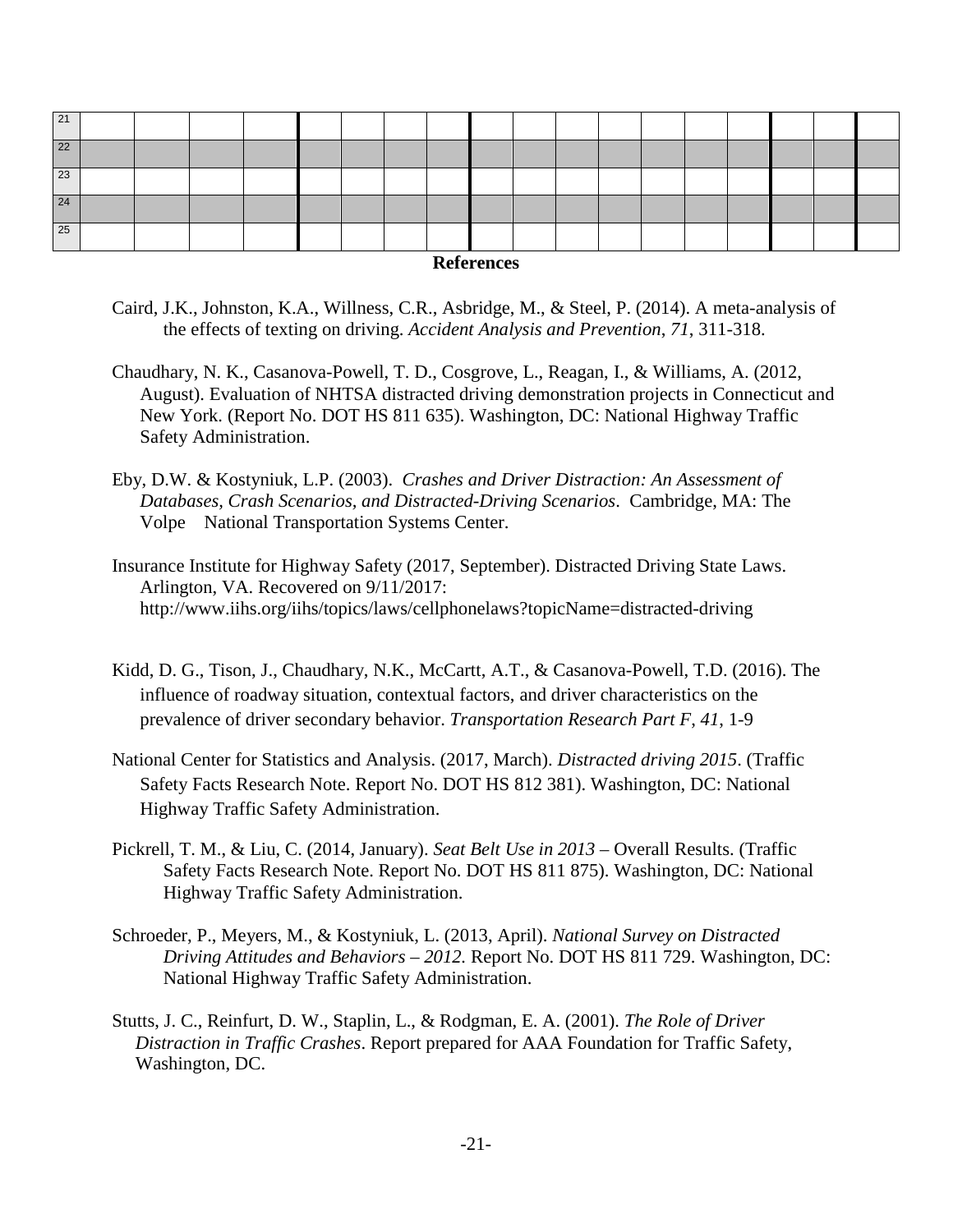| 21 | | | | | | | | | | | | | | | | | | | |
|---|---|---|---|---|---|---|---|---|---|---|---|---|---|---|---|---|---|---|---|
| 22 | | | | | | | | | | | | | | | | | | | |
| 23 | | | | | | | | | | | | | | | | | | | |
| 24 | | | | | | | | | | | | | | | | | | | |
| 25 | | | | | | | | | | | | | | | | | | | |

## References

Caird, J.K., Johnston, K.A., Willness, C.R., Asbridge, M., & Steel, P. (2014). A meta-analysis of the effects of texting on driving. *Accident Analysis and Prevention*, *71*, 311-318.

Chaudhary, N. K., Casanova-Powell, T. D., Cosgrove, L., Reagan, I., & Williams, A. (2012, August). Evaluation of NHTSA distracted driving demonstration projects in Connecticut and New York. (Report No. DOT HS 811 635). Washington, DC: National Highway Traffic Safety Administration.

Eby, D.W. & Kostyniuk, L.P. (2003). *Crashes and Driver Distraction: An Assessment of Databases, Crash Scenarios, and Distracted-Driving Scenarios*. Cambridge, MA: The Volpe National Transportation Systems Center.

Insurance Institute for Highway Safety (2017, September). Distracted Driving State Laws. Arlington, VA. Recovered on 9/11/2017: http://www.iihs.org/iihs/topics/laws/cellphonelaws?topicName=distracted-driving

Kidd, D. G., Tison, J., Chaudhary, N.K., McCartt, A.T., & Casanova-Powell, T.D. (2016). The influence of roadway situation, contextual factors, and driver characteristics on the prevalence of driver secondary behavior. *Transportation Research Part F, 41*, 1-9

National Center for Statistics and Analysis. (2017, March). *Distracted driving 2015*. (Traffic Safety Facts Research Note. Report No. DOT HS 812 381). Washington, DC: National Highway Traffic Safety Administration.

Pickrell, T. M., & Liu, C. (2014, January). *Seat Belt Use in 2013* – Overall Results. (Traffic Safety Facts Research Note. Report No. DOT HS 811 875). Washington, DC: National Highway Traffic Safety Administration.

Schroeder, P., Meyers, M., & Kostyniuk, L. (2013, April). *National Survey on Distracted Driving Attitudes and Behaviors – 2012.* Report No. DOT HS 811 729. Washington, DC: National Highway Traffic Safety Administration.

Stutts, J. C., Reinfurt, D. W., Staplin, L., & Rodgman, E. A. (2001). *The Role of Driver Distraction in Traffic Crashes*. Report prepared for AAA Foundation for Traffic Safety, Washington, DC.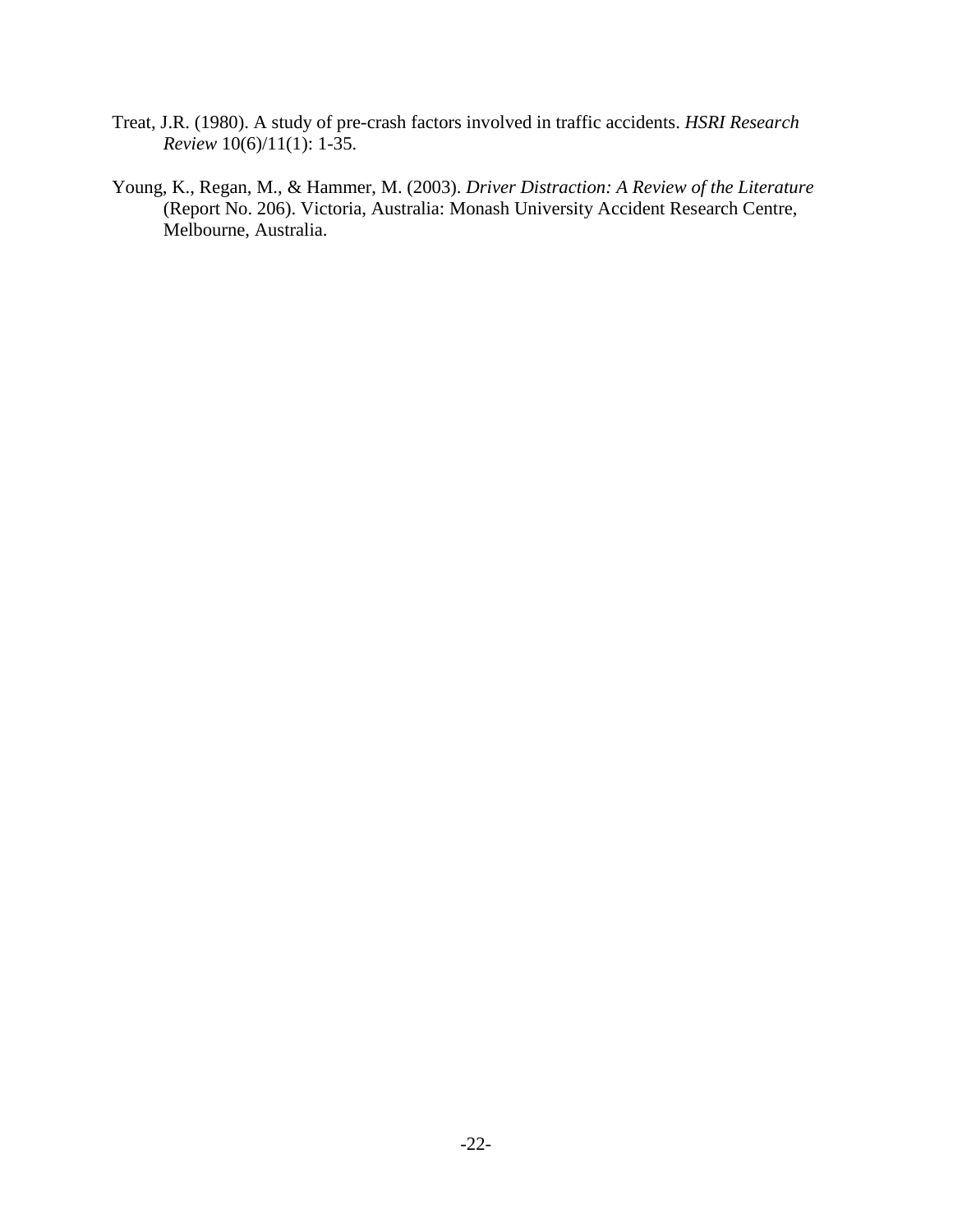Treat, J.R. (1980). A study of pre-crash factors involved in traffic accidents. *HSRI Research Review* 10(6)/11(1): 1-35.

Young, K., Regan, M., & Hammer, M. (2003). *Driver Distraction: A Review of the Literature* (Report No. 206). Victoria, Australia: Monash University Accident Research Centre, Melbourne, Australia.